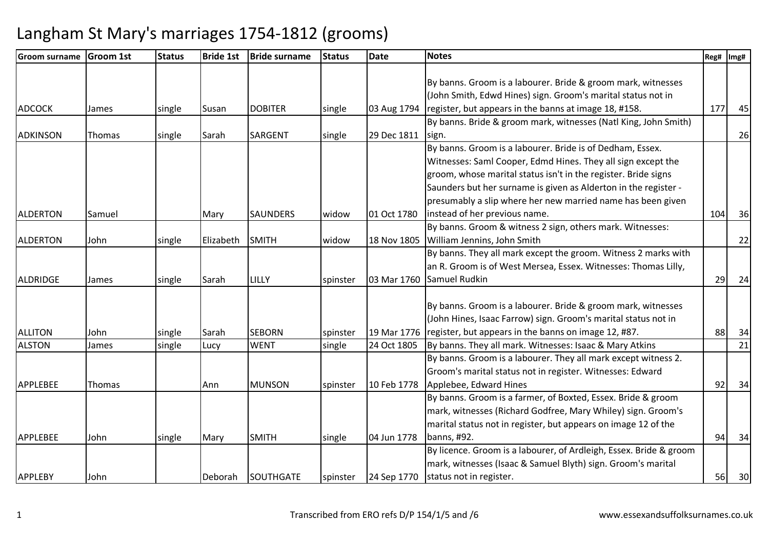# Langham St Mary's marriages 1754-1812 (grooms)

| Groom surname | Groom 1st | Status | Bride 1st | Bride surname | Status | Date | Notes | Reg# | Img# |
|---|---|---|---|---|---|---|---|---|---|
| ADCOCK | James | single | Susan | DOBITER | single | 03 Aug 1794 | By banns. Groom is a labourer. Bride & groom mark, witnesses (John Smith, Edwd Hines) sign. Groom's marital status not in register, but appears in the banns at image 18, #158. | 177 | 45 |
| ADKINSON | Thomas | single | Sarah | SARGENT | single | 29 Dec 1811 | By banns. Bride & groom mark, witnesses (Natl King, John Smith) sign. | | 26 |
| ALDERTON | Samuel | | Mary | SAUNDERS | widow | 01 Oct 1780 | By banns. Groom is a labourer. Bride is of Dedham, Essex. Witnesses: Saml Cooper, Edmd Hines. They all sign except the groom, whose marital status isn't in the register. Bride signs Saunders but her surname is given as Alderton in the register - presumably a slip where her new married name has been given instead of her previous name. | 104 | 36 |
| ALDERTON | John | single | Elizabeth | SMITH | widow | 18 Nov 1805 | By banns. Groom & witness 2 sign, others mark. Witnesses: William Jennins, John Smith | | 22 |
| ALDRIDGE | James | single | Sarah | LILLY | spinster | 03 Mar 1760 | By banns. They all mark except the groom. Witness 2 marks with an R. Groom is of West Mersea, Essex. Witnesses: Thomas Lilly, Samuel Rudkin | 29 | 24 |
| ALLITON | John | single | Sarah | SEBORN | spinster | 19 Mar 1776 | By banns. Groom is a labourer. Bride & groom mark, witnesses (John Hines, Isaac Farrow) sign. Groom's marital status not in register, but appears in the banns on image 12, #87. | 88 | 34 |
| ALSTON | James | single | Lucy | WENT | single | 24 Oct 1805 | By banns. They all mark. Witnesses: Isaac & Mary Atkins | | 21 |
| APPLEBEE | Thomas | | Ann | MUNSON | spinster | 10 Feb 1778 | By banns. Groom is a labourer. They all mark except witness 2. Groom's marital status not in register. Witnesses: Edward Applebee, Edward Hines | 92 | 34 |
| APPLEBEE | John | single | Mary | SMITH | single | 04 Jun 1778 | By banns. Groom is a farmer, of Boxted, Essex. Bride & groom mark, witnesses (Richard Godfree, Mary Whiley) sign. Groom's marital status not in register, but appears on image 12 of the banns, #92. | 94 | 34 |
| APPLEBY | John | | Deborah | SOUTHGATE | spinster | 24 Sep 1770 | By licence. Groom is a labourer, of Ardleigh, Essex. Bride & groom mark, witnesses (Isaac & Samuel Blyth) sign. Groom's marital status not in register. | 56 | 30 |

Transcribed from ERO refs D/P 154/1/5 and /6

www.essexandsuffolksurnames.co.uk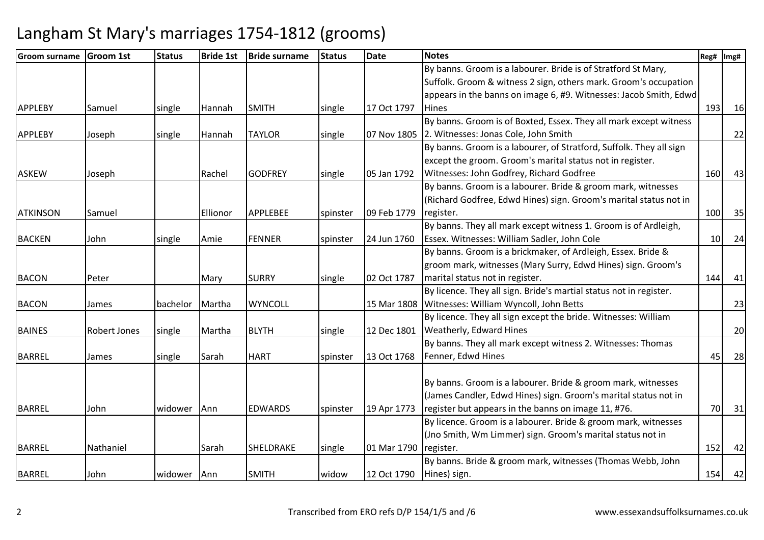# Langham St Mary's marriages 1754-1812 (grooms)

| Groom surname | Groom 1st | Status | Bride 1st | Bride surname | Status | Date | Notes | Reg# | Img# |
|---|---|---|---|---|---|---|---|---|---|
| APPLEBY | Samuel | single | Hannah | SMITH | single | 17 Oct 1797 | By banns. Groom is a labourer. Bride is of Stratford St Mary, Suffolk. Groom & witness 2 sign, others mark. Groom's occupation appears in the banns on image 6, #9. Witnesses: Jacob Smith, Edwd Hines | 193 | 16 |
| APPLEBY | Joseph | single | Hannah | TAYLOR | single | 07 Nov 1805 | By banns. Groom is of Boxted, Essex. They all mark except witness 2. Witnesses: Jonas Cole, John Smith | | 22 |
| ASKEW | Joseph | | Rachel | GODFREY | single | 05 Jan 1792 | By banns. Groom is a labourer, of Stratford, Suffolk. They all sign except the groom. Groom's marital status not in register. Witnesses: John Godfrey, Richard Godfree | 160 | 43 |
| ATKINSON | Samuel | | Ellionor | APPLEBEE | spinster | 09 Feb 1779 | By banns. Groom is a labourer. Bride & groom mark, witnesses (Richard Godfree, Edwd Hines) sign. Groom's marital status not in register. | 100 | 35 |
| BACKEN | John | single | Amie | FENNER | spinster | 24 Jun 1760 | By banns. They all mark except witness 1. Groom is of Ardleigh, Essex. Witnesses: William Sadler, John Cole | 10 | 24 |
| BACON | Peter | | Mary | SURRY | single | 02 Oct 1787 | By banns. Groom is a brickmaker, of Ardleigh, Essex. Bride & groom mark, witnesses (Mary Surry, Edwd Hines) sign. Groom's marital status not in register. | 144 | 41 |
| BACON | James | bachelor | Martha | WYNCOLL | | 15 Mar 1808 | By licence. They all sign. Bride's martial status not in register. Witnesses: William Wyncoll, John Betts | | 23 |
| BAINES | Robert Jones | single | Martha | BLYTH | single | 12 Dec 1801 | By licence. They all sign except the bride. Witnesses: William Weatherly, Edward Hines | | 20 |
| BARREL | James | single | Sarah | HART | spinster | 13 Oct 1768 | By banns. They all mark except witness 2. Witnesses: Thomas Fenner, Edwd Hines | 45 | 28 |
| BARREL | John | widower | Ann | EDWARDS | spinster | 19 Apr 1773 | By banns. Groom is a labourer. Bride & groom mark, witnesses (James Candler, Edwd Hines) sign. Groom's marital status not in register but appears in the banns on image 11, #76. | 70 | 31 |
| BARREL | Nathaniel | | Sarah | SHELDRAKE | single | 01 Mar 1790 | By licence. Groom is a labourer. Bride & groom mark, witnesses (Jno Smith, Wm Limmer) sign. Groom's marital status not in register. | 152 | 42 |
| BARREL | John | widower | Ann | SMITH | widow | 12 Oct 1790 | By banns. Bride & groom mark, witnesses (Thomas Webb, John Hines) sign. | 154 | 42 |

Transcribed from ERO refs D/P 154/1/5 and /6 www.essexandsuffolksurnames.co.uk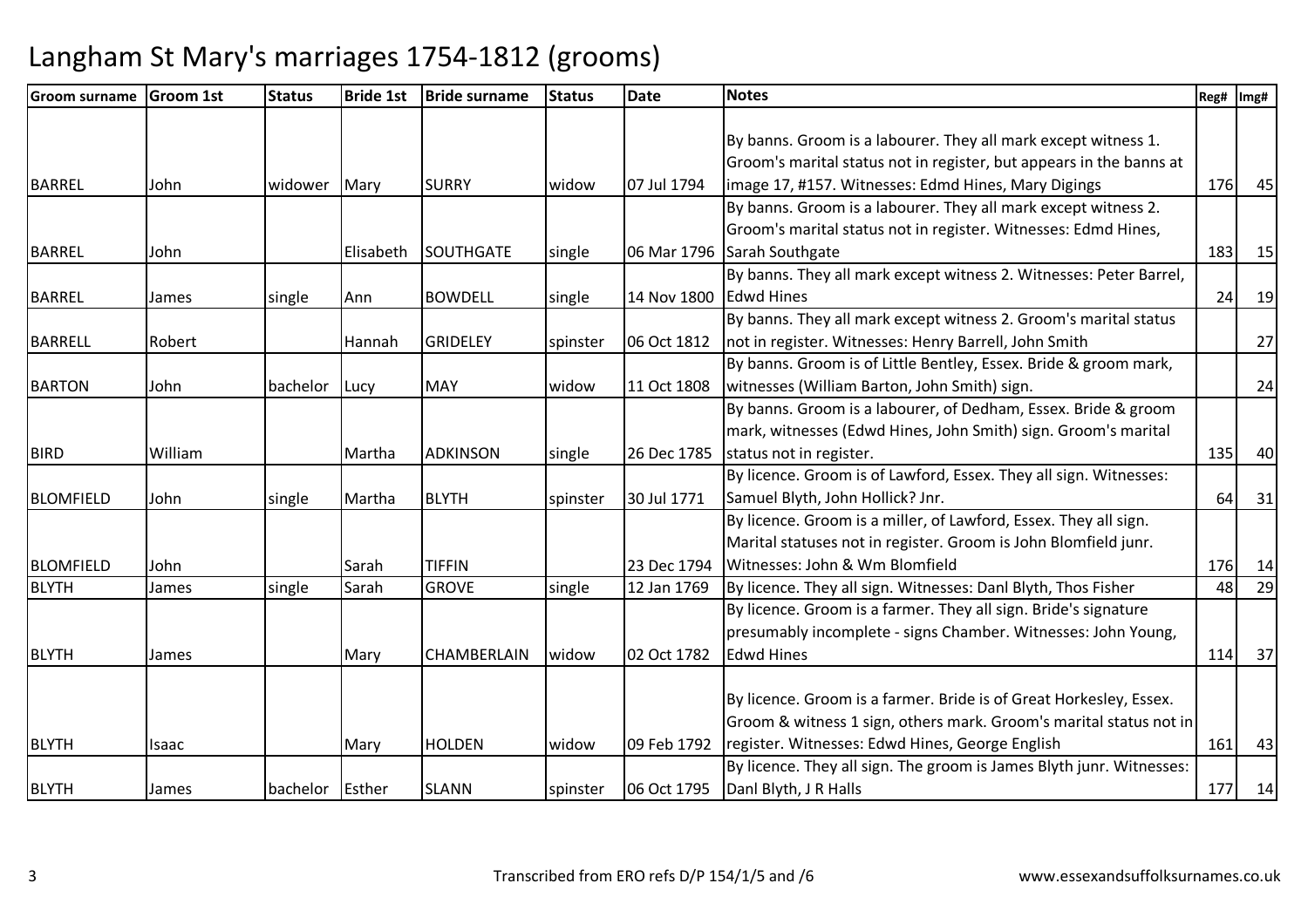# Langham St Mary's marriages 1754-1812 (grooms)

| Groom surname | Groom 1st | Status | Bride 1st | Bride surname | Status | Date | Notes | Reg# | Img# |
|---|---|---|---|---|---|---|---|---|---|
| BARREL | John | widower | Mary | SURRY | widow | 07 Jul 1794 | By banns. Groom is a labourer. They all mark except witness 1. Groom's marital status not in register, but appears in the banns at image 17, #157. Witnesses: Edmd Hines, Mary Digings | 176 | 45 |
| BARREL | John | | Elisabeth | SOUTHGATE | single | 06 Mar 1796 | By banns. Groom is a labourer. They all mark except witness 2. Groom's marital status not in register. Witnesses: Edmd Hines, Sarah Southgate | 183 | 15 |
| BARREL | James | single | Ann | BOWDELL | single | 14 Nov 1800 | By banns. They all mark except witness 2. Witnesses: Peter Barrel, Edwd Hines | 24 | 19 |
| BARRELL | Robert | | Hannah | GRIDELEY | spinster | 06 Oct 1812 | By banns. They all mark except witness 2. Groom's marital status not in register. Witnesses: Henry Barrell, John Smith | | 27 |
| BARTON | John | bachelor | Lucy | MAY | widow | 11 Oct 1808 | By banns. Groom is of Little Bentley, Essex. Bride & groom mark, witnesses (William Barton, John Smith) sign. | | 24 |
| BIRD | William | | Martha | ADKINSON | single | 26 Dec 1785 | By banns. Groom is a labourer, of Dedham, Essex. Bride & groom mark, witnesses (Edwd Hines, John Smith) sign. Groom's marital status not in register. | 135 | 40 |
| BLOMFIELD | John | single | Martha | BLYTH | spinster | 30 Jul 1771 | By licence. Groom is of Lawford, Essex. They all sign. Witnesses: Samuel Blyth, John Hollick? Jnr. | 64 | 31 |
| BLOMFIELD | John | | Sarah | TIFFIN | | 23 Dec 1794 | By licence. Groom is a miller, of Lawford, Essex. They all sign. Marital statuses not in register. Groom is John Blomfield junr. Witnesses: John & Wm Blomfield | 176 | 14 |
| BLYTH | James | single | Sarah | GROVE | single | 12 Jan 1769 | By licence. They all sign. Witnesses: Danl Blyth, Thos Fisher | 48 | 29 |
| BLYTH | James | | Mary | CHAMBERLAIN | widow | 02 Oct 1782 | By licence. Groom is a farmer. They all sign. Bride's signature presumably incomplete - signs Chamber. Witnesses: John Young, Edwd Hines | 114 | 37 |
| BLYTH | Isaac | | Mary | HOLDEN | widow | 09 Feb 1792 | By licence. Groom is a farmer. Bride is of Great Horkesley, Essex. Groom & witness 1 sign, others mark. Groom's marital status not in register. Witnesses: Edwd Hines, George English | 161 | 43 |
| BLYTH | James | bachelor | Esther | SLANN | spinster | 06 Oct 1795 | By licence. They all sign. The groom is James Blyth junr. Witnesses: Danl Blyth, J R Halls | 177 | 14 |

Transcribed from ERO refs D/P 154/1/5 and /6

www.essexandsuffolksurnames.co.uk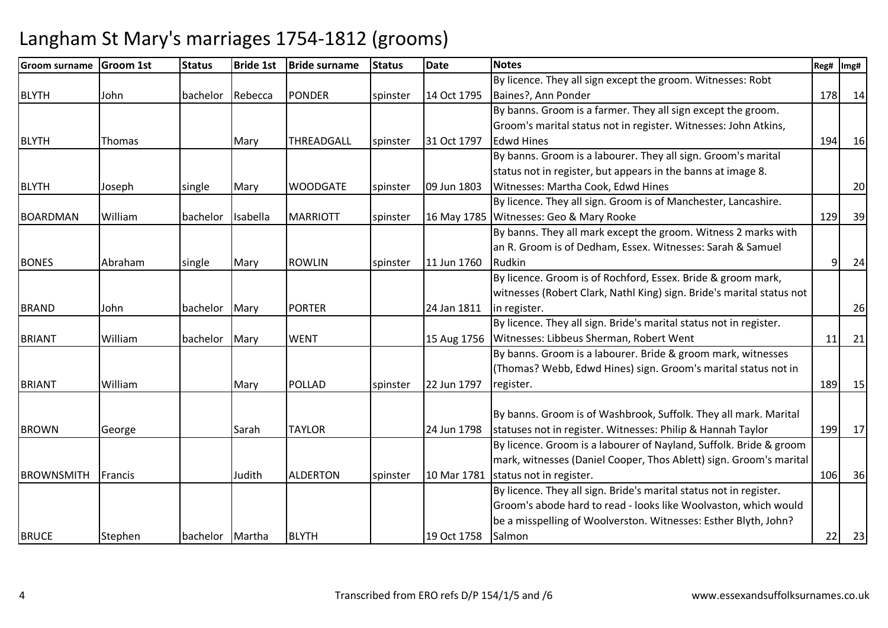# Langham St Mary's marriages 1754-1812 (grooms)

| Groom surname | Groom 1st | Status | Bride 1st | Bride surname | Status | Date | Notes | Reg# | Img# |
|---|---|---|---|---|---|---|---|---|---|
| BLYTH | John | bachelor | Rebecca | PONDER | spinster | 14 Oct 1795 | By licence. They all sign except the groom. Witnesses: Robt Baines?, Ann Ponder | 178 | 14 |
| BLYTH | Thomas | | Mary | THREADGALL | spinster | 31 Oct 1797 | By banns. Groom is a farmer. They all sign except the groom. Groom's marital status not in register. Witnesses: John Atkins, Edwd Hines | 194 | 16 |
| BLYTH | Joseph | single | Mary | WOODGATE | spinster | 09 Jun 1803 | By banns. Groom is a labourer. They all sign. Groom's marital status not in register, but appears in the banns at image 8. Witnesses: Martha Cook, Edwd Hines | | 20 |
| BOARDMAN | William | bachelor | Isabella | MARRIOTT | spinster | 16 May 1785 | By licence. They all sign. Groom is of Manchester, Lancashire. Witnesses: Geo & Mary Rooke | 129 | 39 |
| BONES | Abraham | single | Mary | ROWLIN | spinster | 11 Jun 1760 | By banns. They all mark except the groom. Witness 2 marks with an R. Groom is of Dedham, Essex. Witnesses: Sarah & Samuel Rudkin | 9 | 24 |
| BRAND | John | bachelor | Mary | PORTER | | 24 Jan 1811 | By licence. Groom is of Rochford, Essex. Bride & groom mark, witnesses (Robert Clark, Nathl King) sign. Bride's marital status not in register. | | 26 |
| BRIANT | William | bachelor | Mary | WENT | | 15 Aug 1756 | By licence. They all sign. Bride's marital status not in register. Witnesses: Libbeus Sherman, Robert Went | 11 | 21 |
| BRIANT | William | | Mary | POLLAD | spinster | 22 Jun 1797 | By banns. Groom is a labourer. Bride & groom mark, witnesses (Thomas? Webb, Edwd Hines) sign. Groom's marital status not in register. | 189 | 15 |
| BROWN | George | | Sarah | TAYLOR | | 24 Jun 1798 | By banns. Groom is of Washbrook, Suffolk. They all mark. Marital statuses not in register. Witnesses: Philip & Hannah Taylor | 199 | 17 |
| BROWNSMITH | Francis | | Judith | ALDERTON | spinster | 10 Mar 1781 | By licence. Groom is a labourer of Nayland, Suffolk. Bride & groom mark, witnesses (Daniel Cooper, Thos Ablett) sign. Groom's marital status not in register. | 106 | 36 |
| BRUCE | Stephen | bachelor | Martha | BLYTH | | 19 Oct 1758 | By licence. They all sign. Bride's marital status not in register. Groom's abode hard to read - looks like Woolvaston, which would be a misspelling of Woolverston. Witnesses: Esther Blyth, John? Salmon | 22 | 23 |

Transcribed from ERO refs D/P 154/1/5 and /6

www.essexandsuffolksurnames.co.uk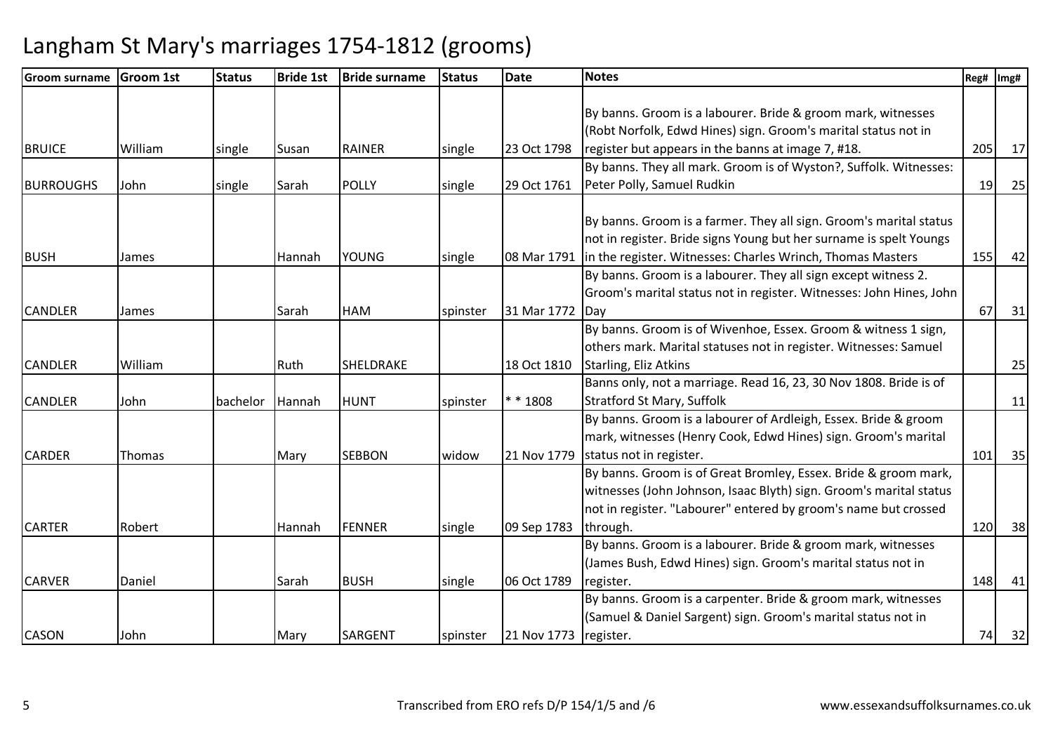# Langham St Mary's marriages 1754-1812 (grooms)

| Groom surname | Groom 1st | Status | Bride 1st | Bride surname | Status | Date | Notes | Reg# | Img# |
|---|---|---|---|---|---|---|---|---|---|
| BRUICE | William | single | Susan | RAINER | single | 23 Oct 1798 | By banns. Groom is a labourer. Bride & groom mark, witnesses (Robt Norfolk, Edwd Hines) sign. Groom's marital status not in register but appears in the banns at image 7, #18. | 205 | 17 |
| BURROUGHS | John | single | Sarah | POLLY | single | 29 Oct 1761 | By banns. They all mark. Groom is of Wyston?, Suffolk. Witnesses: Peter Polly, Samuel Rudkin | 19 | 25 |
| BUSH | James | | Hannah | YOUNG | single | 08 Mar 1791 | By banns. Groom is a farmer. They all sign. Groom's marital status not in register. Bride signs Young but her surname is spelt Youngs in the register. Witnesses: Charles Wrinch, Thomas Masters | 155 | 42 |
| CANDLER | James | | Sarah | HAM | spinster | 31 Mar 1772 | By banns. Groom is a labourer. They all sign except witness 2. Groom's marital status not in register. Witnesses: John Hines, John Day | 67 | 31 |
| CANDLER | William | | Ruth | SHELDRAKE | | 18 Oct 1810 | By banns. Groom is of Wivenhoe, Essex. Groom & witness 1 sign, others mark. Marital statuses not in register. Witnesses: Samuel Starling, Eliz Atkins | | 25 |
| CANDLER | John | bachelor | Hannah | HUNT | spinster | * * 1808 | Banns only, not a marriage. Read 16, 23, 30 Nov 1808. Bride is of Stratford St Mary, Suffolk | | 11 |
| CARDER | Thomas | | Mary | SEBBON | widow | 21 Nov 1779 | By banns. Groom is a labourer of Ardleigh, Essex. Bride & groom mark, witnesses (Henry Cook, Edwd Hines) sign. Groom's marital status not in register. | 101 | 35 |
| CARTER | Robert | | Hannah | FENNER | single | 09 Sep 1783 | By banns. Groom is of Great Bromley, Essex. Bride & groom mark, witnesses (John Johnson, Isaac Blyth) sign. Groom's marital status not in register. "Labourer" entered by groom's name but crossed through. | 120 | 38 |
| CARVER | Daniel | | Sarah | BUSH | single | 06 Oct 1789 | By banns. Groom is a labourer. Bride & groom mark, witnesses (James Bush, Edwd Hines) sign. Groom's marital status not in register. | 148 | 41 |
| CASON | John | | Mary | SARGENT | spinster | 21 Nov 1773 | By banns. Groom is a carpenter. Bride & groom mark, witnesses (Samuel & Daniel Sargent) sign. Groom's marital status not in register. | 74 | 32 |

Transcribed from ERO refs D/P 154/1/5 and /6

www.essexandsuffolksurnames.co.uk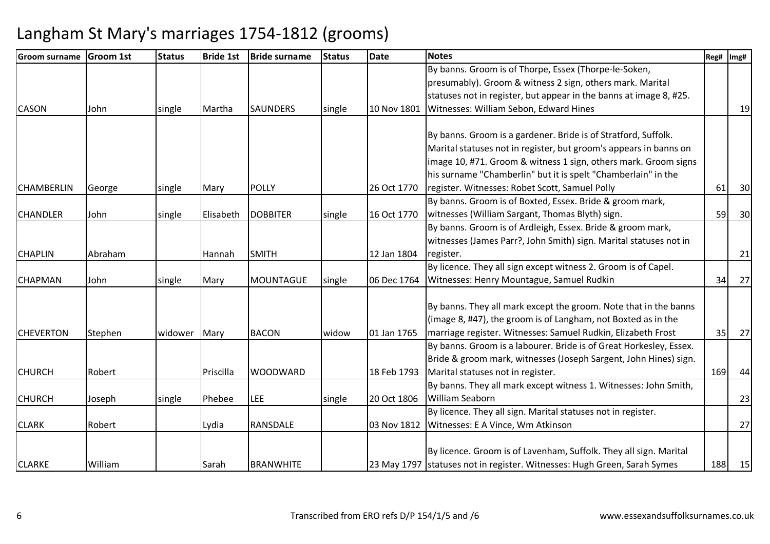# Langham St Mary's marriages 1754-1812 (grooms)

| Groom surname | Groom 1st | Status | Bride 1st | Bride surname | Status | Date | Notes | Reg# | Img# |
|---|---|---|---|---|---|---|---|---|---|
| CASON | John | single | Martha | SAUNDERS | single | 10 Nov 1801 | By banns. Groom is of Thorpe, Essex (Thorpe-le-Soken, presumably). Groom & witness 2 sign, others mark. Marital statuses not in register, but appear in the banns at image 8, #25. Witnesses: William Sebon, Edward Hines | | 19 |
| CHAMBERLIN | George | single | Mary | POLLY | | 26 Oct 1770 | By banns. Groom is a gardener. Bride is of Stratford, Suffolk. Marital statuses not in register, but groom's appears in banns on image 10, #71. Groom & witness 1 sign, others mark. Groom signs his surname "Chamberlin" but it is spelt "Chamberlain" in the register. Witnesses: Robet Scott, Samuel Polly | 61 | 30 |
| CHANDLER | John | single | Elisabeth | DOBBITER | single | 16 Oct 1770 | By banns. Groom is of Boxted, Essex. Bride & groom mark, witnesses (William Sargant, Thomas Blyth) sign. | 59 | 30 |
| CHAPLIN | Abraham | | Hannah | SMITH | | 12 Jan 1804 | By banns. Groom is of Ardleigh, Essex. Bride & groom mark, witnesses (James Parr?, John Smith) sign. Marital statuses not in register. | | 21 |
| CHAPMAN | John | single | Mary | MOUNTAGUE | single | 06 Dec 1764 | By licence. They all sign except witness 2. Groom is of Capel. Witnesses: Henry Mountague, Samuel Rudkin | 34 | 27 |
| CHEVERTON | Stephen | widower | Mary | BACON | widow | 01 Jan 1765 | By banns. They all mark except the groom. Note that in the banns (image 8, #47), the groom is of Langham, not Boxted as in the marriage register. Witnesses: Samuel Rudkin, Elizabeth Frost | 35 | 27 |
| CHURCH | Robert | | Priscilla | WOODWARD | | 18 Feb 1793 | By banns. Groom is a labourer. Bride is of Great Horkesley, Essex. Bride & groom mark, witnesses (Joseph Sargent, John Hines) sign. Marital statuses not in register. | 169 | 44 |
| CHURCH | Joseph | single | Phebee | LEE | single | 20 Oct 1806 | By banns. They all mark except witness 1. Witnesses: John Smith, William Seaborn | | 23 |
| CLARK | Robert | | Lydia | RANSDALE | | 03 Nov 1812 | By licence. They all sign. Marital statuses not in register. Witnesses: E A Vince, Wm Atkinson | | 27 |
| CLARKE | William | | Sarah | BRANWHITE | | 23 May 1797 | By licence. Groom is of Lavenham, Suffolk. They all sign. Marital statuses not in register. Witnesses: Hugh Green, Sarah Symes | 188 | 15 |

Transcribed from ERO refs D/P 154/1/5 and /6

www.essexandsuffolksurnames.co.uk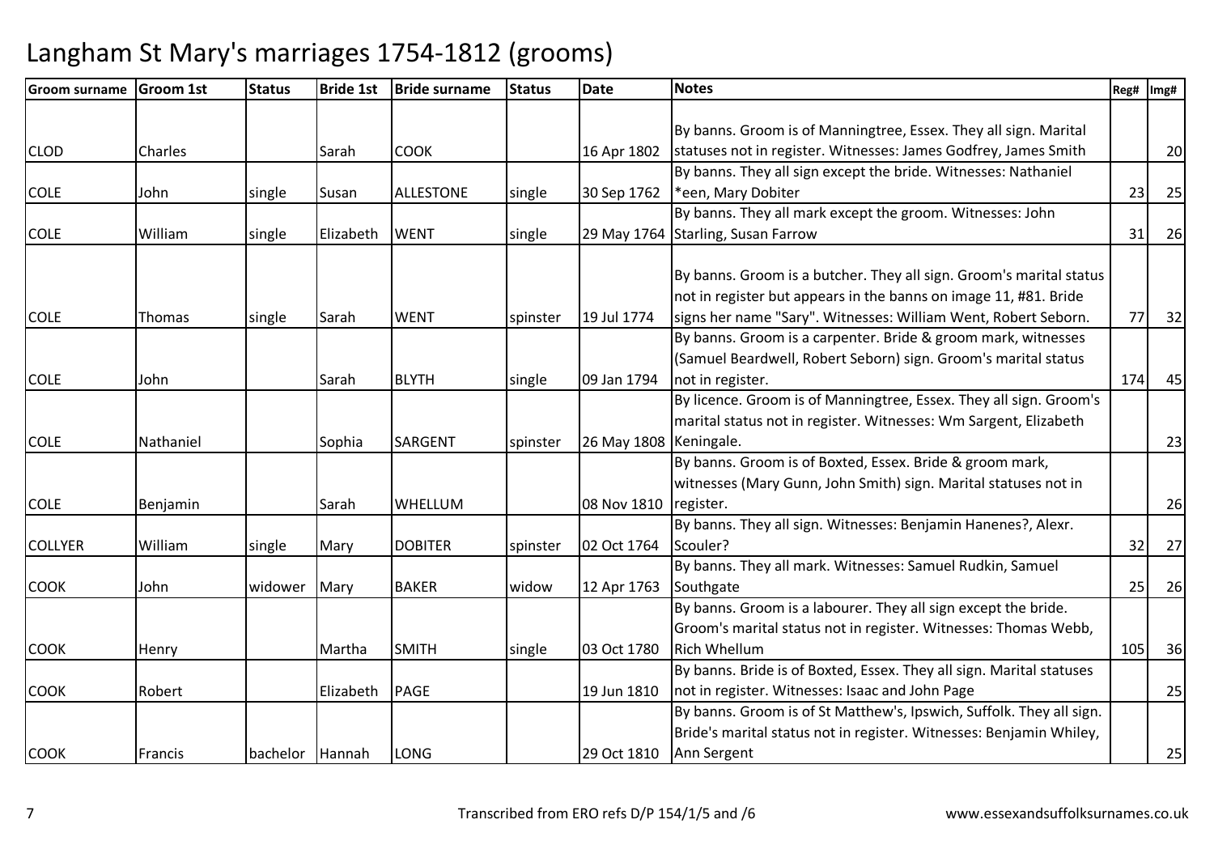# Langham St Mary's marriages 1754-1812 (grooms)

| Groom surname | Groom 1st | Status | Bride 1st | Bride surname | Status | Date | Notes | Reg# | Img# |
|---|---|---|---|---|---|---|---|---|---|
| CLOD | Charles | | Sarah | COOK | | 16 Apr 1802 | By banns. Groom is of Manningtree, Essex. They all sign. Marital statuses not in register. Witnesses: James Godfrey, James Smith | | 20 |
| COLE | John | single | Susan | ALLESTONE | single | 30 Sep 1762 | By banns. They all sign except the bride. Witnesses: Nathaniel *een, Mary Dobiter | 23 | 25 |
| COLE | William | single | Elizabeth | WENT | single | 29 May 1764 | By banns. They all mark except the groom. Witnesses: John Starling, Susan Farrow | 31 | 26 |
| COLE | Thomas | single | Sarah | WENT | spinster | 19 Jul 1774 | By banns. Groom is a butcher. They all sign. Groom's marital status not in register but appears in the banns on image 11, #81. Bride signs her name "Sary". Witnesses: William Went, Robert Seborn. | 77 | 32 |
| COLE | John | | Sarah | BLYTH | single | 09 Jan 1794 | By banns. Groom is a carpenter. Bride & groom mark, witnesses (Samuel Beardwell, Robert Seborn) sign. Groom's marital status not in register. | 174 | 45 |
| COLE | Nathaniel | | Sophia | SARGENT | spinster | 26 May 1808 | By licence. Groom is of Manningtree, Essex. They all sign. Groom's marital status not in register. Witnesses: Wm Sargent, Elizabeth Keningale. | | 23 |
| COLE | Benjamin | | Sarah | WHELLUM | | 08 Nov 1810 | By banns. Groom is of Boxted, Essex. Bride & groom mark, witnesses (Mary Gunn, John Smith) sign. Marital statuses not in register. | | 26 |
| COLLYER | William | single | Mary | DOBITER | spinster | 02 Oct 1764 | By banns. They all sign. Witnesses: Benjamin Hanenes?, Alexr. Scouler? | 32 | 27 |
| COOK | John | widower | Mary | BAKER | widow | 12 Apr 1763 | By banns. They all mark. Witnesses: Samuel Rudkin, Samuel Southgate | 25 | 26 |
| COOK | Henry | | Martha | SMITH | single | 03 Oct 1780 | By banns. Groom is a labourer. They all sign except the bride. Groom's marital status not in register. Witnesses: Thomas Webb, Rich Whellum | 105 | 36 |
| COOK | Robert | | Elizabeth | PAGE | | 19 Jun 1810 | By banns. Bride is of Boxted, Essex. They all sign. Marital statuses not in register. Witnesses: Isaac and John Page | | 25 |
| COOK | Francis | bachelor | Hannah | LONG | | 29 Oct 1810 | By banns. Groom is of St Matthew's, Ipswich, Suffolk. They all sign. Bride's marital status not in register. Witnesses: Benjamin Whiley, Ann Sergent | | 25 |

Transcribed from ERO refs D/P 154/1/5 and /6

www.essexandsuffolksurnames.co.uk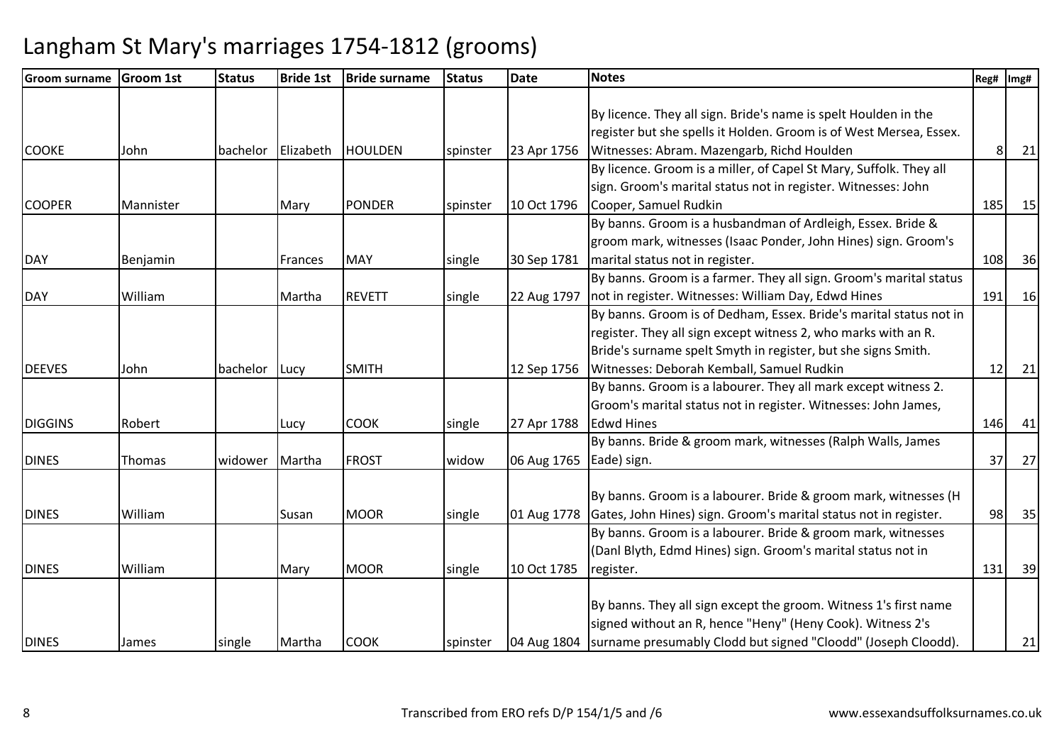# Langham St Mary's marriages 1754-1812 (grooms)

| Groom surname | Groom 1st | Status | Bride 1st | Bride surname | Status | Date | Notes | Reg# | Img# |
|---|---|---|---|---|---|---|---|---|---|
| COOKE | John | bachelor | Elizabeth | HOULDEN | spinster | 23 Apr 1756 | By licence. They all sign. Bride's name is spelt Houlden in the register but she spells it Holden. Groom is of West Mersea, Essex. Witnesses: Abram. Mazengarb, Richd Houlden | 8 | 21 |
| COOPER | Mannister | | Mary | PONDER | spinster | 10 Oct 1796 | By licence. Groom is a miller, of Capel St Mary, Suffolk. They all sign. Groom's marital status not in register. Witnesses: John Cooper, Samuel Rudkin | 185 | 15 |
| DAY | Benjamin | | Frances | MAY | single | 30 Sep 1781 | By banns. Groom is a husbandman of Ardleigh, Essex. Bride & groom mark, witnesses (Isaac Ponder, John Hines) sign. Groom's marital status not in register. | 108 | 36 |
| DAY | William | | Martha | REVETT | single | 22 Aug 1797 | By banns. Groom is a farmer. They all sign. Groom's marital status not in register. Witnesses: William Day, Edwd Hines | 191 | 16 |
| DEEVES | John | bachelor | Lucy | SMITH | | 12 Sep 1756 | By banns. Groom is of Dedham, Essex. Bride's marital status not in register. They all sign except witness 2, who marks with an R. Bride's surname spelt Smyth in register, but she signs Smith. Witnesses: Deborah Kemball, Samuel Rudkin | 12 | 21 |
| DIGGINS | Robert | | Lucy | COOK | single | 27 Apr 1788 | By banns. Groom is a labourer. They all mark except witness 2. Groom's marital status not in register. Witnesses: John James, Edwd Hines | 146 | 41 |
| DINES | Thomas | widower | Martha | FROST | widow | 06 Aug 1765 | By banns. Bride & groom mark, witnesses (Ralph Walls, James Eade) sign. | 37 | 27 |
| DINES | William | | Susan | MOOR | single | 01 Aug 1778 | By banns. Groom is a labourer. Bride & groom mark, witnesses (H Gates, John Hines) sign. Groom's marital status not in register. | 98 | 35 |
| DINES | William | | Mary | MOOR | single | 10 Oct 1785 | By banns. Groom is a labourer. Bride & groom mark, witnesses (Danl Blyth, Edmd Hines) sign. Groom's marital status not in register. | 131 | 39 |
| DINES | James | single | Martha | COOK | spinster | 04 Aug 1804 | By banns. They all sign except the groom. Witness 1's first name signed without an R, hence "Heny" (Heny Cook). Witness 2's surname presumably Clodd but signed "Cloodd" (Joseph Cloodd). | | 21 |

Transcribed from ERO refs D/P 154/1/5 and /6 www.essexandsuffolksurnames.co.uk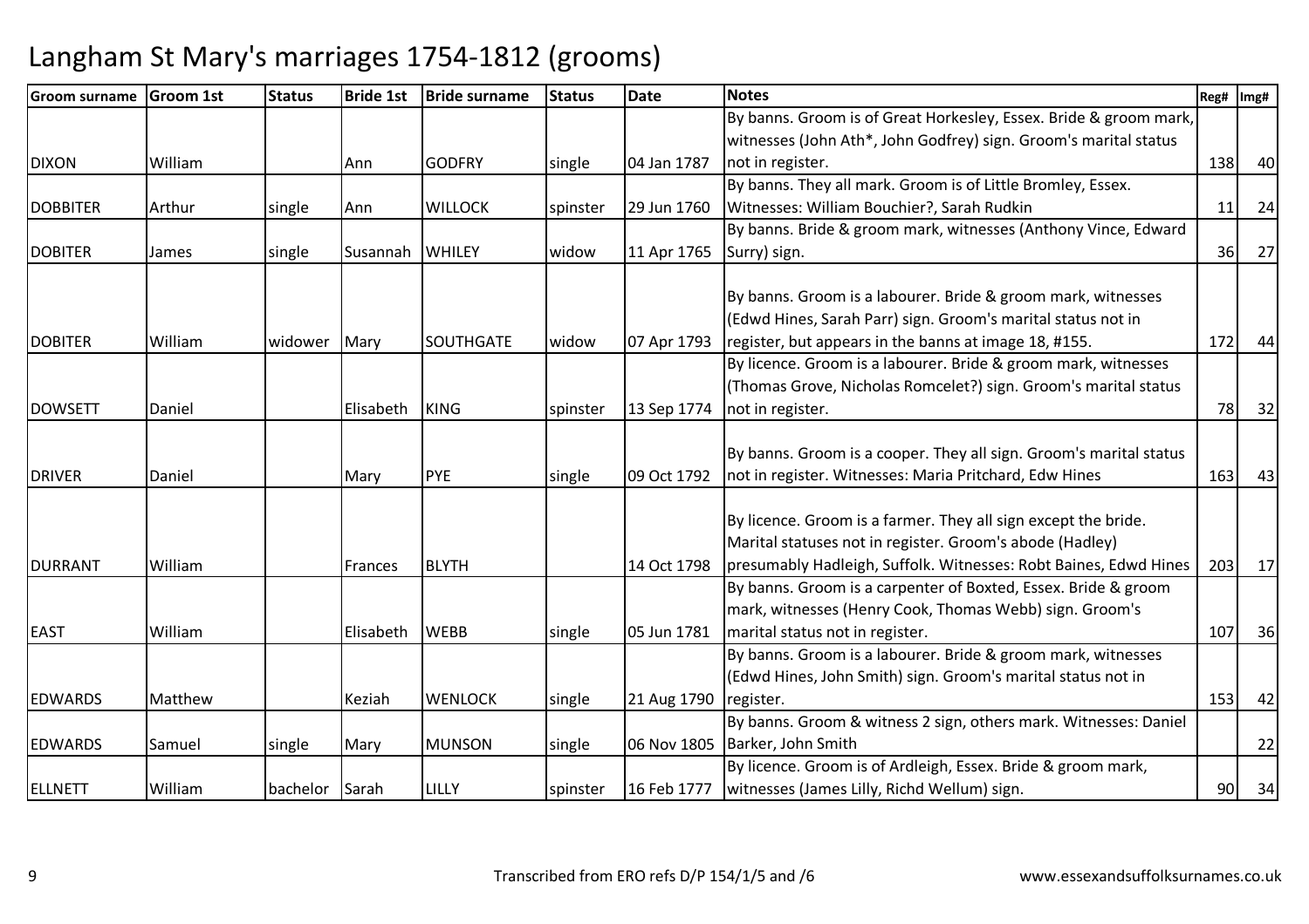# Langham St Mary's marriages 1754-1812 (grooms)

| Groom surname | Groom 1st | Status | Bride 1st | Bride surname | Status | Date | Notes | Reg# | Img# |
|---|---|---|---|---|---|---|---|---|---|
| DIXON | William | | Ann | GODFRY | single | 04 Jan 1787 | By banns. Groom is of Great Horkesley, Essex. Bride & groom mark, witnesses (John Ath*, John Godfrey) sign. Groom's marital status not in register. | 138 | 40 |
| DOBBITER | Arthur | single | Ann | WILLOCK | spinster | 29 Jun 1760 | By banns. They all mark. Groom is of Little Bromley, Essex. Witnesses: William Bouchier?, Sarah Rudkin | 11 | 24 |
| DOBITER | James | single | Susannah | WHILEY | widow | 11 Apr 1765 | By banns. Bride & groom mark, witnesses (Anthony Vince, Edward Surry) sign. | 36 | 27 |
| DOBITER | William | widower | Mary | SOUTHGATE | widow | 07 Apr 1793 | By banns. Groom is a labourer. Bride & groom mark, witnesses (Edwd Hines, Sarah Parr) sign. Groom's marital status not in register, but appears in the banns at image 18, #155. | 172 | 44 |
| DOWSETT | Daniel | | Elisabeth | KING | spinster | 13 Sep 1774 | By licence. Groom is a labourer. Bride & groom mark, witnesses (Thomas Grove, Nicholas Romcelet?) sign. Groom's marital status not in register. | 78 | 32 |
| DRIVER | Daniel | | Mary | PYE | single | 09 Oct 1792 | By banns. Groom is a cooper. They all sign. Groom's marital status not in register. Witnesses: Maria Pritchard, Edw Hines | 163 | 43 |
| DURRANT | William | | Frances | BLYTH | | 14 Oct 1798 | By licence. Groom is a farmer. They all sign except the bride. Marital statuses not in register. Groom's abode (Hadley) presumably Hadleigh, Suffolk. Witnesses: Robt Baines, Edwd Hines | 203 | 17 |
| EAST | William | | Elisabeth | WEBB | single | 05 Jun 1781 | By banns. Groom is a carpenter of Boxted, Essex. Bride & groom mark, witnesses (Henry Cook, Thomas Webb) sign. Groom's marital status not in register. | 107 | 36 |
| EDWARDS | Matthew | | Keziah | WENLOCK | single | 21 Aug 1790 | By banns. Groom is a labourer. Bride & groom mark, witnesses (Edwd Hines, John Smith) sign. Groom's marital status not in register. | 153 | 42 |
| EDWARDS | Samuel | single | Mary | MUNSON | single | 06 Nov 1805 | By banns. Groom & witness 2 sign, others mark. Witnesses: Daniel Barker, John Smith | | 22 |
| ELLNETT | William | bachelor | Sarah | LILLY | spinster | 16 Feb 1777 | By licence. Groom is of Ardleigh, Essex. Bride & groom mark, witnesses (James Lilly, Richd Wellum) sign. | 90 | 34 |

Transcribed from ERO refs D/P 154/1/5 and /6

www.essexandsuffolksurnames.co.uk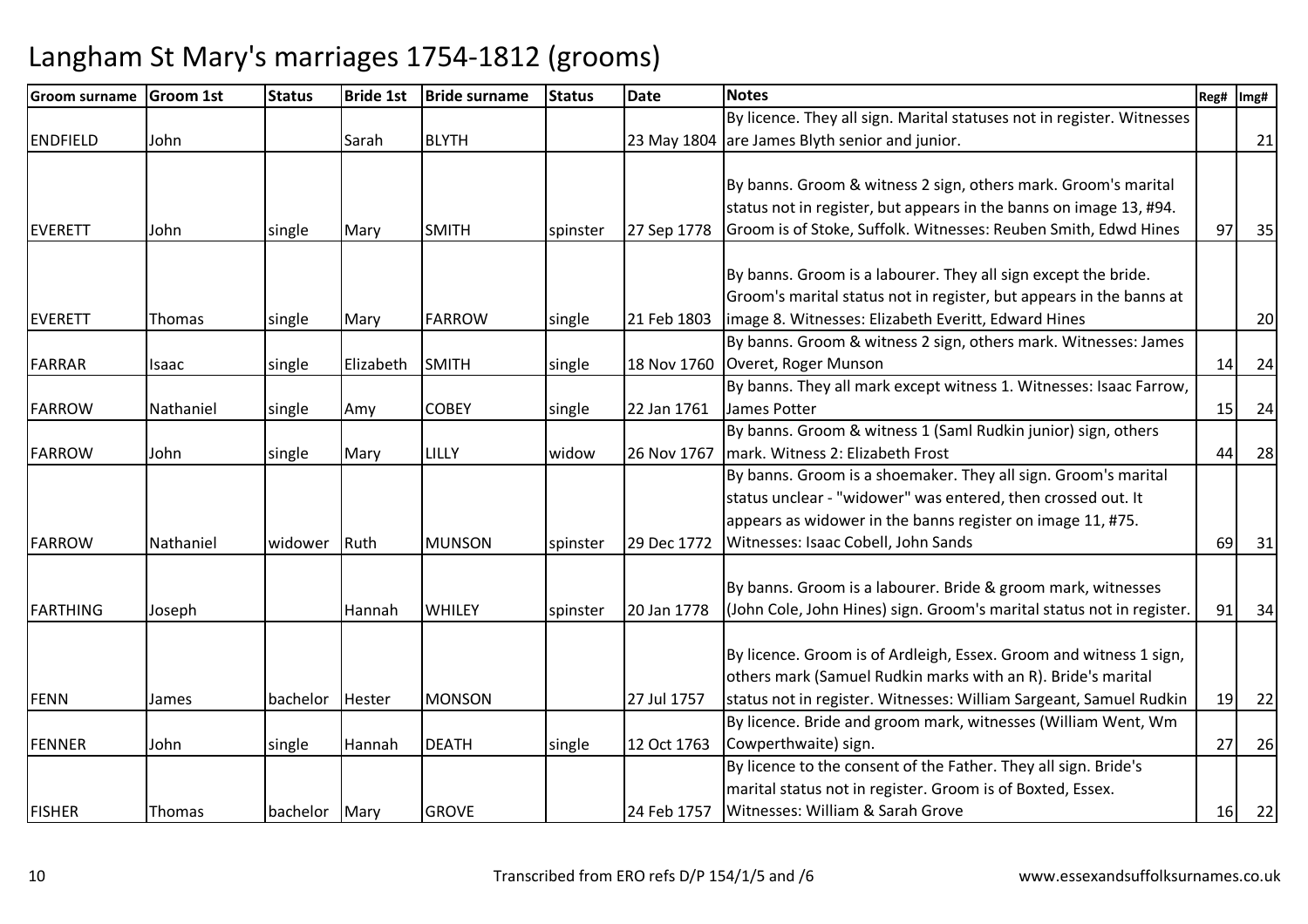# Langham St Mary's marriages 1754-1812 (grooms)

| Groom surname | Groom 1st | Status | Bride 1st | Bride surname | Status | Date | Notes | Reg# | Img# |
|---|---|---|---|---|---|---|---|---|---|
| ENDFIELD | John | | Sarah | BLYTH | | 23 May 1804 | By licence. They all sign. Marital statuses not in register. Witnesses are James Blyth senior and junior. | | 21 |
| EVERETT | John | single | Mary | SMITH | spinster | 27 Sep 1778 | By banns. Groom & witness 2 sign, others mark. Groom's marital status not in register, but appears in the banns on image 13, #94. Groom is of Stoke, Suffolk. Witnesses: Reuben Smith, Edwd Hines | 97 | 35 |
| EVERETT | Thomas | single | Mary | FARROW | single | 21 Feb 1803 | By banns. Groom is a labourer. They all sign except the bride. Groom's marital status not in register, but appears in the banns at image 8. Witnesses: Elizabeth Everitt, Edward Hines | | 20 |
| FARRAR | Isaac | single | Elizabeth | SMITH | single | 18 Nov 1760 | By banns. Groom & witness 2 sign, others mark. Witnesses: James Overet, Roger Munson | 14 | 24 |
| FARROW | Nathaniel | single | Amy | COBEY | single | 22 Jan 1761 | By banns. They all mark except witness 1. Witnesses: Isaac Farrow, James Potter | 15 | 24 |
| FARROW | John | single | Mary | LILLY | widow | 26 Nov 1767 | By banns. Groom & witness 1 (Saml Rudkin junior) sign, others mark. Witness 2: Elizabeth Frost | 44 | 28 |
| FARROW | Nathaniel | widower | Ruth | MUNSON | spinster | 29 Dec 1772 | By banns. Groom is a shoemaker. They all sign. Groom's marital status unclear - "widower" was entered, then crossed out. It appears as widower in the banns register on image 11, #75. Witnesses: Isaac Cobell, John Sands | 69 | 31 |
| FARTHING | Joseph | | Hannah | WHILEY | spinster | 20 Jan 1778 | By banns. Groom is a labourer. Bride & groom mark, witnesses (John Cole, John Hines) sign. Groom's marital status not in register. | 91 | 34 |
| FENN | James | bachelor | Hester | MONSON | | 27 Jul 1757 | By licence. Groom is of Ardleigh, Essex. Groom and witness 1 sign, others mark (Samuel Rudkin marks with an R). Bride's marital status not in register. Witnesses: William Sargeant, Samuel Rudkin | 19 | 22 |
| FENNER | John | single | Hannah | DEATH | single | 12 Oct 1763 | By licence. Bride and groom mark, witnesses (William Went, Wm Cowperthwaite) sign. | 27 | 26 |
| FISHER | Thomas | bachelor | Mary | GROVE | | 24 Feb 1757 | By licence to the consent of the Father. They all sign. Bride's marital status not in register. Groom is of Boxted, Essex. Witnesses: William & Sarah Grove | 16 | 22 |

Transcribed from ERO refs D/P 154/1/5 and /6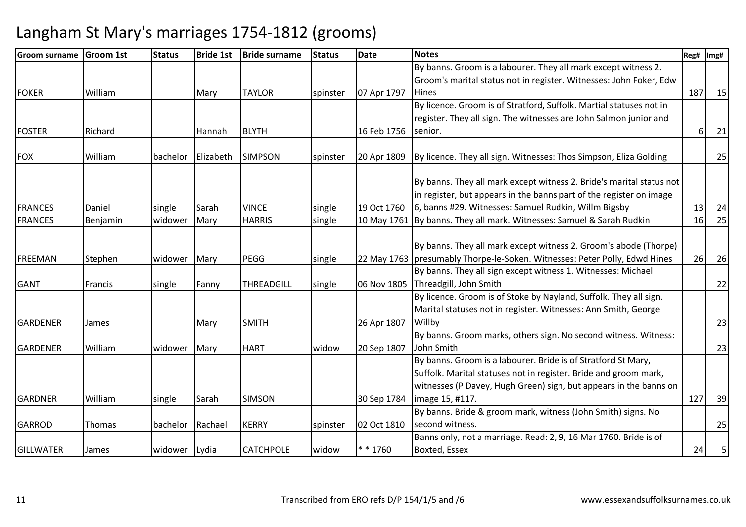# Langham St Mary's marriages 1754-1812 (grooms)

| Groom surname | Groom 1st | Status | Bride 1st | Bride surname | Status | Date | Notes | Reg# | Img# |
|---|---|---|---|---|---|---|---|---|---|
| FOKER | William | | Mary | TAYLOR | spinster | 07 Apr 1797 | By banns. Groom is a labourer. They all mark except witness 2. Groom's marital status not in register. Witnesses: John Foker, Edw Hines | 187 | 15 |
| FOSTER | Richard | | Hannah | BLYTH | | 16 Feb 1756 | By licence. Groom is of Stratford, Suffolk. Martial statuses not in register. They all sign. The witnesses are John Salmon junior and senior. | 6 | 21 |
| FOX | William | bachelor | Elizabeth | SIMPSON | spinster | 20 Apr 1809 | By licence. They all sign. Witnesses: Thos Simpson, Eliza Golding | | 25 |
| FRANCES | Daniel | single | Sarah | VINCE | single | 19 Oct 1760 | By banns. They all mark except witness 2. Bride's marital status not in register, but appears in the banns part of the register on image 6, banns #29. Witnesses: Samuel Rudkin, Willm Bigsby | 13 | 24 |
| FRANCES | Benjamin | widower | Mary | HARRIS | single | 10 May 1761 | By banns. They all mark. Witnesses: Samuel & Sarah Rudkin | 16 | 25 |
| FREEMAN | Stephen | widower | Mary | PEGG | single | 22 May 1763 | By banns. They all mark except witness 2. Groom's abode (Thorpe) presumably Thorpe-le-Soken. Witnesses: Peter Polly, Edwd Hines | 26 | 26 |
| GANT | Francis | single | Fanny | THREADGILL | single | 06 Nov 1805 | By banns. They all sign except witness 1. Witnesses: Michael Threadgill, John Smith | | 22 |
| GARDENER | James | | Mary | SMITH | | 26 Apr 1807 | By licence. Groom is of Stoke by Nayland, Suffolk. They all sign. Marital statuses not in register. Witnesses: Ann Smith, George Willby | | 23 |
| GARDENER | William | widower | Mary | HART | widow | 20 Sep 1807 | By banns. Groom marks, others sign. No second witness. Witness: John Smith | | 23 |
| GARDNER | William | single | Sarah | SIMSON | | 30 Sep 1784 | By banns. Groom is a labourer. Bride is of Stratford St Mary, Suffolk. Marital statuses not in register. Bride and groom mark, witnesses (P Davey, Hugh Green) sign, but appears in the banns on image 15, #117. | 127 | 39 |
| GARROD | Thomas | bachelor | Rachael | KERRY | spinster | 02 Oct 1810 | By banns. Bride & groom mark, witness (John Smith) signs. No second witness. | | 25 |
| GILLWATER | James | widower | Lydia | CATCHPOLE | widow | * * 1760 | Banns only, not a marriage. Read: 2, 9, 16 Mar 1760. Bride is of Boxted, Essex | 24 | 5 |

Transcribed from ERO refs D/P 154/1/5 and /6

www.essexandsuffolksurnames.co.uk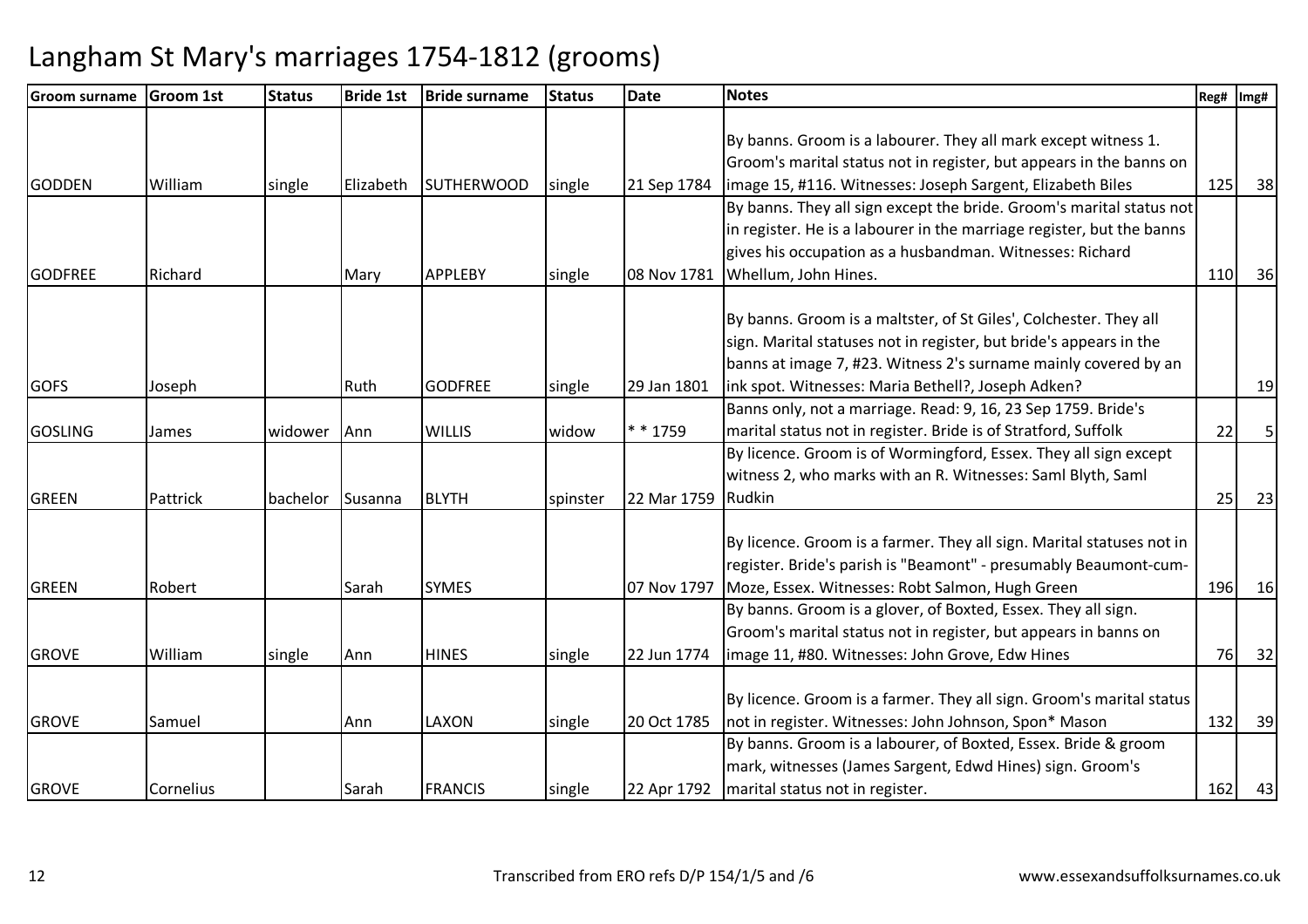# Langham St Mary's marriages 1754-1812 (grooms)

| Groom surname | Groom 1st | Status | Bride 1st | Bride surname | Status | Date | Notes | Reg# | Img# |
|---|---|---|---|---|---|---|---|---|---|
| GODDEN | William | single | Elizabeth | SUTHERWOOD | single | 21 Sep 1784 | By banns. Groom is a labourer. They all mark except witness 1. Groom's marital status not in register, but appears in the banns on image 15, #116. Witnesses: Joseph Sargent, Elizabeth Biles | 125 | 38 |
| GODFREE | Richard | | Mary | APPLEBY | single | 08 Nov 1781 | By banns. They all sign except the bride. Groom's marital status not in register. He is a labourer in the marriage register, but the banns gives his occupation as a husbandman. Witnesses: Richard Whellum, John Hines. | 110 | 36 |
| GOFS | Joseph | | Ruth | GODFREE | single | 29 Jan 1801 | By banns. Groom is a maltster, of St Giles', Colchester. They all sign. Marital statuses not in register, but bride's appears in the banns at image 7, #23. Witness 2's surname mainly covered by an ink spot. Witnesses: Maria Bethell?, Joseph Adken? | | 19 |
| GOSLING | James | widower | Ann | WILLIS | widow | * * 1759 | Banns only, not a marriage. Read: 9, 16, 23 Sep 1759. Bride's marital status not in register. Bride is of Stratford, Suffolk | 22 | 5 |
| GREEN | Pattrick | bachelor | Susanna | BLYTH | spinster | 22 Mar 1759 | By licence. Groom is of Wormingford, Essex. They all sign except witness 2, who marks with an R. Witnesses: Saml Blyth, Saml Rudkin | 25 | 23 |
| GREEN | Robert | | Sarah | SYMES | | 07 Nov 1797 | By licence. Groom is a farmer. They all sign. Marital statuses not in register. Bride's parish is "Beamont" - presumably Beaumont-cum-Moze, Essex. Witnesses: Robt Salmon, Hugh Green | 196 | 16 |
| GROVE | William | single | Ann | HINES | single | 22 Jun 1774 | By banns. Groom is a glover, of Boxted, Essex. They all sign. Groom's marital status not in register, but appears in banns on image 11, #80. Witnesses: John Grove, Edw Hines | 76 | 32 |
| GROVE | Samuel | | Ann | LAXON | single | 20 Oct 1785 | By licence. Groom is a farmer. They all sign. Groom's marital status not in register. Witnesses: John Johnson, Spon* Mason | 132 | 39 |
| GROVE | Cornelius | | Sarah | FRANCIS | single | 22 Apr 1792 | By banns. Groom is a labourer, of Boxted, Essex. Bride & groom mark, witnesses (James Sargent, Edwd Hines) sign. Groom's marital status not in register. | 162 | 43 |

Transcribed from ERO refs D/P 154/1/5 and /6

www.essexandsuffolksurnames.co.uk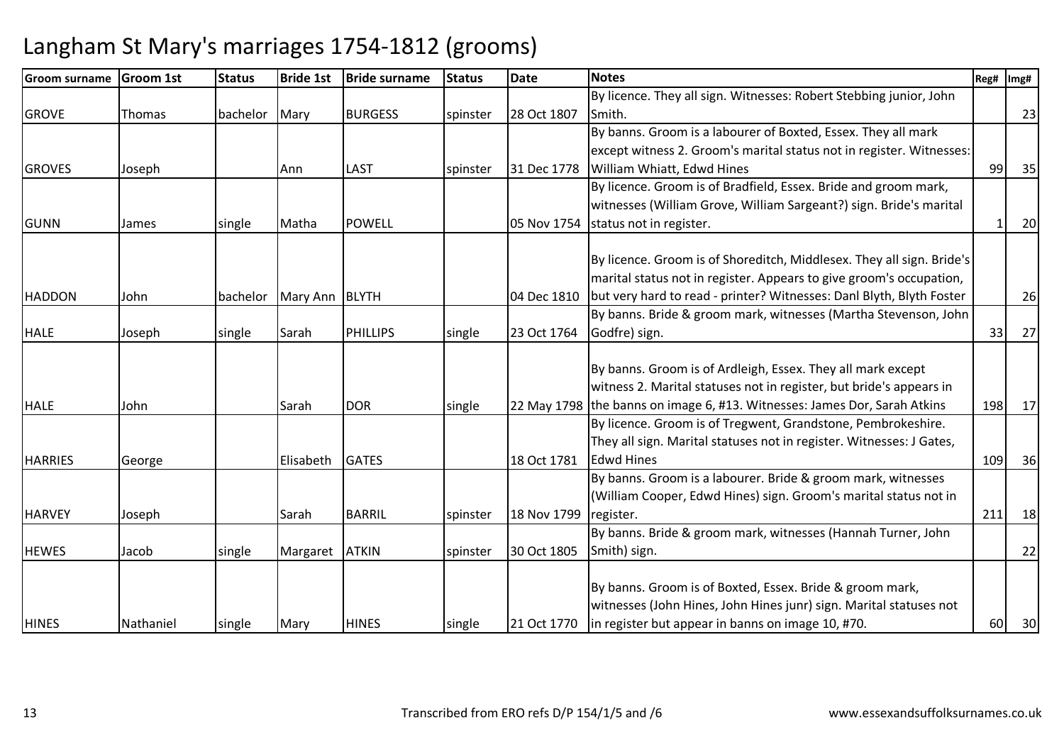# Langham St Mary's marriages 1754-1812 (grooms)

| Groom surname | Groom 1st | Status | Bride 1st | Bride surname | Status | Date | Notes | Reg# | Img# |
|---|---|---|---|---|---|---|---|---|---|
| GROVE | Thomas | bachelor | Mary | BURGESS | spinster | 28 Oct 1807 | By licence. They all sign. Witnesses: Robert Stebbing junior, John Smith. | | 23 |
| GROVES | Joseph | | Ann | LAST | spinster | 31 Dec 1778 | By banns. Groom is a labourer of Boxted, Essex. They all mark except witness 2. Groom's marital status not in register. Witnesses: William Whiatt, Edwd Hines | 99 | 35 |
| GUNN | James | single | Matha | POWELL | | 05 Nov 1754 | By licence. Groom is of Bradfield, Essex. Bride and groom mark, witnesses (William Grove, William Sargeant?) sign. Bride's marital status not in register. | 1 | 20 |
| HADDON | John | bachelor | Mary Ann | BLYTH | | 04 Dec 1810 | By licence. Groom is of Shoreditch, Middlesex. They all sign. Bride's marital status not in register. Appears to give groom's occupation, but very hard to read - printer? Witnesses: Danl Blyth, Blyth Foster | | 26 |
| HALE | Joseph | single | Sarah | PHILLIPS | single | 23 Oct 1764 | By banns. Bride & groom mark, witnesses (Martha Stevenson, John Godfre) sign. | 33 | 27 |
| HALE | John | | Sarah | DOR | single | 22 May 1798 | By banns. Groom is of Ardleigh, Essex. They all mark except witness 2. Marital statuses not in register, but bride's appears in the banns on image 6, #13. Witnesses: James Dor, Sarah Atkins | 198 | 17 |
| HARRIES | George | | Elisabeth | GATES | | 18 Oct 1781 | By licence. Groom is of Tregwent, Grandstone, Pembrokeshire. They all sign. Marital statuses not in register. Witnesses: J Gates, Edwd Hines | 109 | 36 |
| HARVEY | Joseph | | Sarah | BARRIL | spinster | 18 Nov 1799 | By banns. Groom is a labourer. Bride & groom mark, witnesses (William Cooper, Edwd Hines) sign. Groom's marital status not in register. | 211 | 18 |
| HEWES | Jacob | single | Margaret | ATKIN | spinster | 30 Oct 1805 | By banns. Bride & groom mark, witnesses (Hannah Turner, John Smith) sign. | | 22 |
| HINES | Nathaniel | single | Mary | HINES | single | 21 Oct 1770 | By banns. Groom is of Boxted, Essex. Bride & groom mark, witnesses (John Hines, John Hines junr) sign. Marital statuses not in register but appear in banns on image 10, #70. | 60 | 30 |

Transcribed from ERO refs D/P 154/1/5 and /6

www.essexandsuffolksurnames.co.uk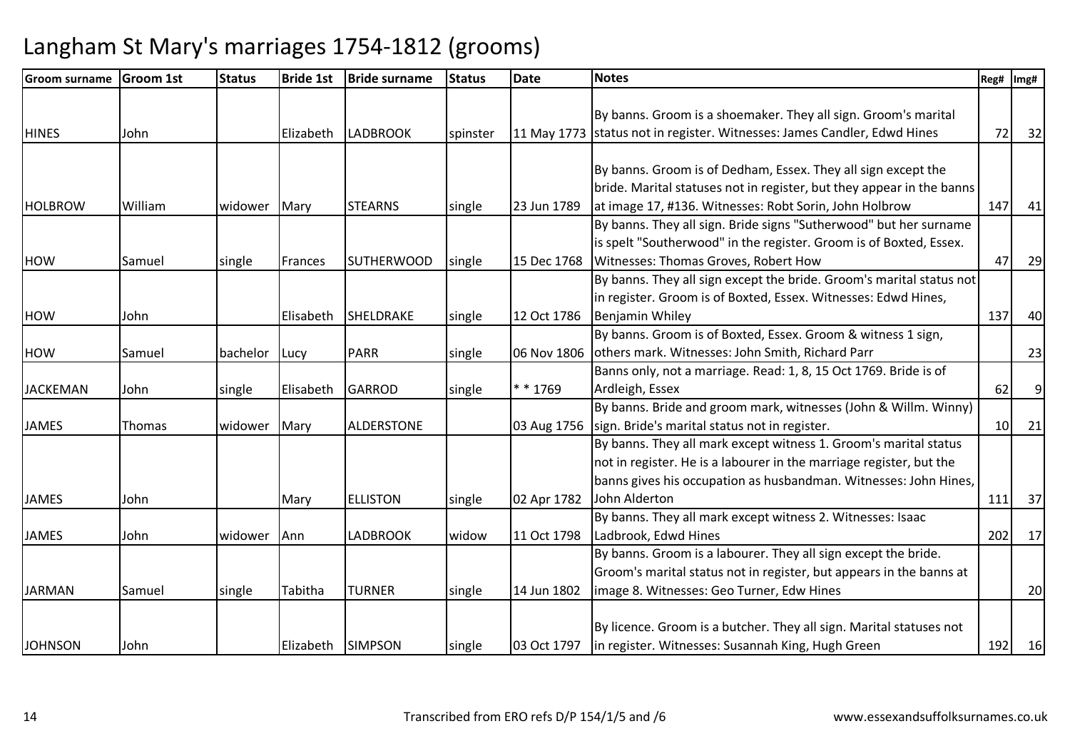# Langham St Mary's marriages 1754-1812 (grooms)

| Groom surname | Groom 1st | Status | Bride 1st | Bride surname | Status | Date | Notes | Reg# | Img# |
|---|---|---|---|---|---|---|---|---|---|
| HINES | John | | Elizabeth | LADBROOK | spinster | 11 May 1773 | By banns. Groom is a shoemaker. They all sign. Groom's marital status not in register. Witnesses: James Candler, Edwd Hines | 72 | 32 |
| HOLBROW | William | widower | Mary | STEARNS | single | 23 Jun 1789 | By banns. Groom is of Dedham, Essex. They all sign except the bride. Marital statuses not in register, but they appear in the banns at image 17, #136. Witnesses: Robt Sorin, John Holbrow | 147 | 41 |
| HOW | Samuel | single | Frances | SUTHERWOOD | single | 15 Dec 1768 | By banns. They all sign. Bride signs "Sutherwood" but her surname is spelt "Southerwood" in the register. Groom is of Boxted, Essex. Witnesses: Thomas Groves, Robert How | 47 | 29 |
| HOW | John | | Elisabeth | SHELDRAKE | single | 12 Oct 1786 | By banns. They all sign except the bride. Groom's marital status not in register. Groom is of Boxted, Essex. Witnesses: Edwd Hines, Benjamin Whiley | 137 | 40 |
| HOW | Samuel | bachelor | Lucy | PARR | single | 06 Nov 1806 | By banns. Groom is of Boxted, Essex. Groom & witness 1 sign, others mark. Witnesses: John Smith, Richard Parr | | 23 |
| JACKEMAN | John | single | Elisabeth | GARROD | single | * * 1769 | Banns only, not a marriage. Read: 1, 8, 15 Oct 1769. Bride is of Ardleigh, Essex | 62 | 9 |
| JAMES | Thomas | widower | Mary | ALDERSTONE | | 03 Aug 1756 | By banns. Bride and groom mark, witnesses (John & Willm. Winny) sign. Bride's marital status not in register. | 10 | 21 |
| JAMES | John | | Mary | ELLISTON | single | 02 Apr 1782 | By banns. They all mark except witness 1. Groom's marital status not in register. He is a labourer in the marriage register, but the banns gives his occupation as husbandman. Witnesses: John Hines, John Alderton | 111 | 37 |
| JAMES | John | widower | Ann | LADBROOK | widow | 11 Oct 1798 | By banns. They all mark except witness 2. Witnesses: Isaac Ladbrook, Edwd Hines | 202 | 17 |
| JARMAN | Samuel | single | Tabitha | TURNER | single | 14 Jun 1802 | By banns. Groom is a labourer. They all sign except the bride. Groom's marital status not in register, but appears in the banns at image 8. Witnesses: Geo Turner, Edw Hines | | 20 |
| JOHNSON | John | | Elizabeth | SIMPSON | single | 03 Oct 1797 | By licence. Groom is a butcher. They all sign. Marital statuses not in register. Witnesses: Susannah King, Hugh Green | 192 | 16 |

Transcribed from ERO refs D/P 154/1/5 and /6

www.essexandsuffolksurnames.co.uk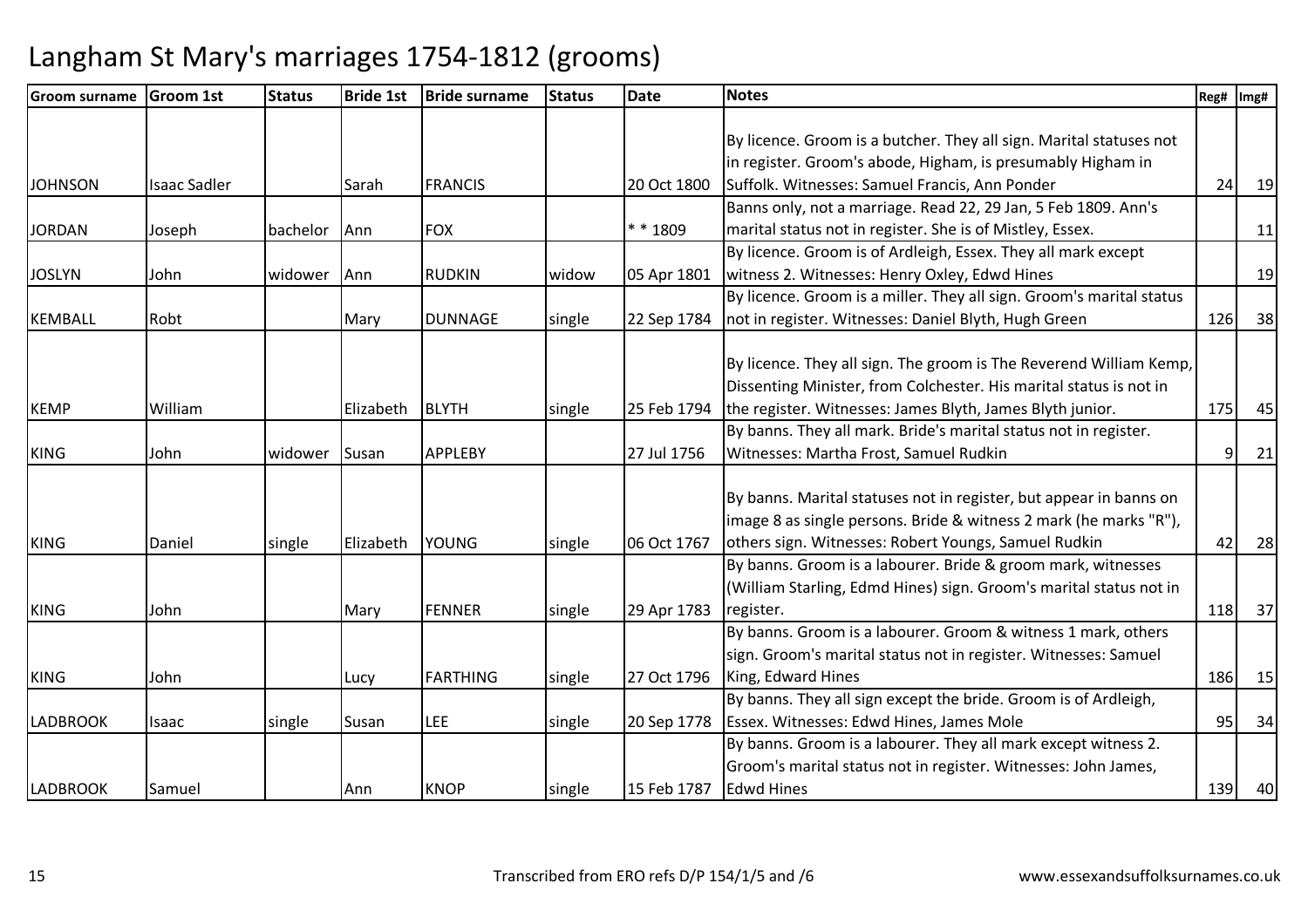# Langham St Mary's marriages 1754-1812 (grooms)

| Groom surname | Groom 1st | Status | Bride 1st | Bride surname | Status | Date | Notes | Reg# | Img# |
|---|---|---|---|---|---|---|---|---|---|
| JOHNSON | Isaac Sadler | | Sarah | FRANCIS | | 20 Oct 1800 | By licence. Groom is a butcher. They all sign. Marital statuses not in register. Groom's abode, Higham, is presumably Higham in Suffolk. Witnesses: Samuel Francis, Ann Ponder | 24 | 19 |
| JORDAN | Joseph | bachelor | Ann | FOX | | * * 1809 | Banns only, not a marriage. Read 22, 29 Jan, 5 Feb 1809. Ann's marital status not in register. She is of Mistley, Essex. | | 11 |
| JOSLYN | John | widower | Ann | RUDKIN | widow | 05 Apr 1801 | By licence. Groom is of Ardleigh, Essex. They all mark except witness 2. Witnesses: Henry Oxley, Edwd Hines | | 19 |
| KEMBALL | Robt | | Mary | DUNNAGE | single | 22 Sep 1784 | By licence. Groom is a miller. They all sign. Groom's marital status not in register. Witnesses: Daniel Blyth, Hugh Green | 126 | 38 |
| KEMP | William | | Elizabeth | BLYTH | single | 25 Feb 1794 | By licence. They all sign. The groom is The Reverend William Kemp, Dissenting Minister, from Colchester. His marital status is not in the register. Witnesses: James Blyth, James Blyth junior. | 175 | 45 |
| KING | John | widower | Susan | APPLEBY | | 27 Jul 1756 | By banns. They all mark. Bride's marital status not in register. Witnesses: Martha Frost, Samuel Rudkin | 9 | 21 |
| KING | Daniel | single | Elizabeth | YOUNG | single | 06 Oct 1767 | By banns. Marital statuses not in register, but appear in banns on image 8 as single persons. Bride & witness 2 mark (he marks "R"), others sign. Witnesses: Robert Youngs, Samuel Rudkin | 42 | 28 |
| KING | John | | Mary | FENNER | single | 29 Apr 1783 | By banns. Groom is a labourer. Bride & groom mark, witnesses (William Starling, Edmd Hines) sign. Groom's marital status not in register. | 118 | 37 |
| KING | John | | Lucy | FARTHING | single | 27 Oct 1796 | By banns. Groom is a labourer. Groom & witness 1 mark, others sign. Groom's marital status not in register. Witnesses: Samuel King, Edward Hines | 186 | 15 |
| LADBROOK | Isaac | single | Susan | LEE | single | 20 Sep 1778 | By banns. They all sign except the bride. Groom is of Ardleigh, Essex. Witnesses: Edwd Hines, James Mole | 95 | 34 |
| LADBROOK | Samuel | | Ann | KNOP | single | 15 Feb 1787 | By banns. Groom is a labourer. They all mark except witness 2. Groom's marital status not in register. Witnesses: John James, Edwd Hines | 139 | 40 |

Transcribed from ERO refs D/P 154/1/5 and /6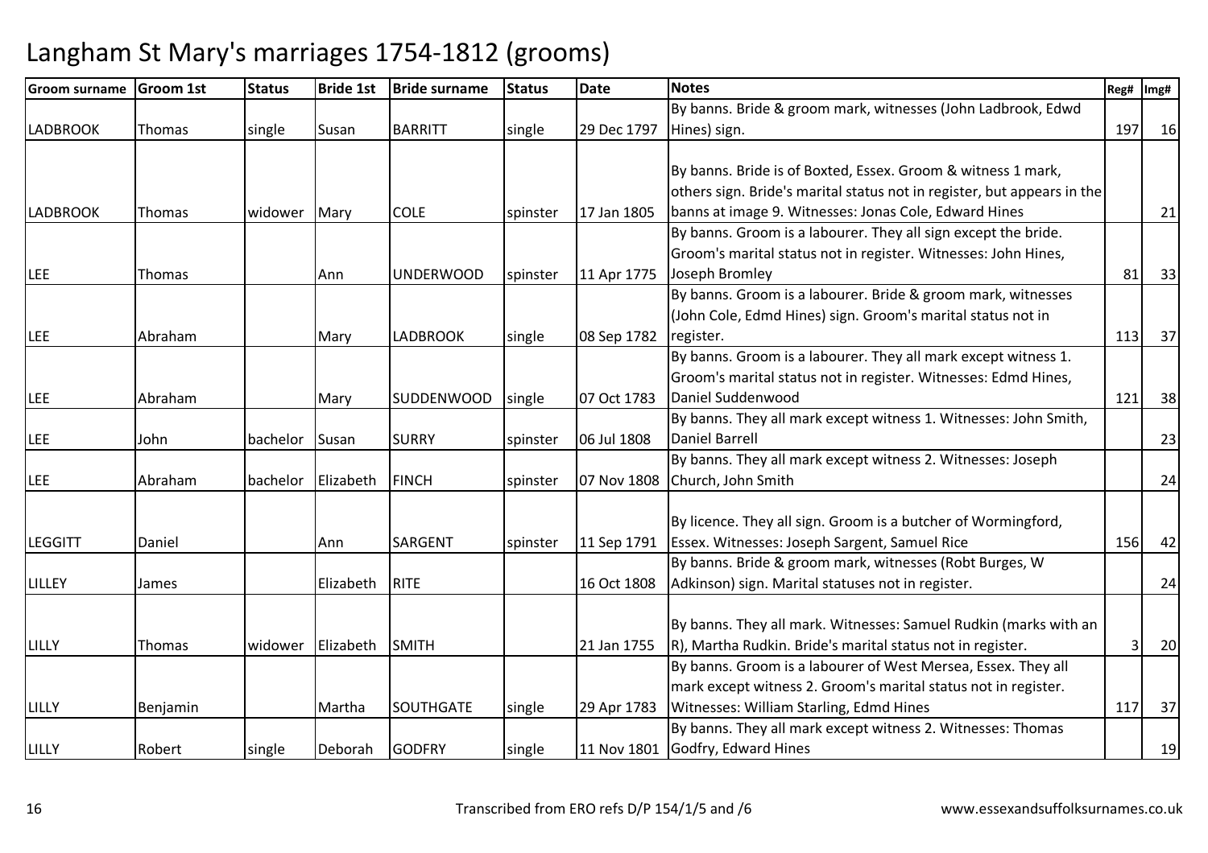# Langham St Mary's marriages 1754-1812 (grooms)

| Groom surname | Groom 1st | Status | Bride 1st | Bride surname | Status | Date | Notes | Reg# | Img# |
|---|---|---|---|---|---|---|---|---|---|
| LADBROOK | Thomas | single | Susan | BARRITT | single | 29 Dec 1797 | By banns. Bride & groom mark, witnesses (John Ladbrook, Edwd Hines) sign. | 197 | 16 |
| LADBROOK | Thomas | widower | Mary | COLE | spinster | 17 Jan 1805 | By banns. Bride is of Boxted, Essex. Groom & witness 1 mark, others sign. Bride's marital status not in register, but appears in the banns at image 9. Witnesses: Jonas Cole, Edward Hines | | 21 |
| LEE | Thomas | | Ann | UNDERWOOD | spinster | 11 Apr 1775 | By banns. Groom is a labourer. They all sign except the bride. Groom's marital status not in register. Witnesses: John Hines, Joseph Bromley | 81 | 33 |
| LEE | Abraham | | Mary | LADBROOK | single | 08 Sep 1782 | By banns. Groom is a labourer. Bride & groom mark, witnesses (John Cole, Edmd Hines) sign. Groom's marital status not in register. | 113 | 37 |
| LEE | Abraham | | Mary | SUDDENWOOD | single | 07 Oct 1783 | By banns. Groom is a labourer. They all mark except witness 1. Groom's marital status not in register. Witnesses: Edmd Hines, Daniel Suddenwood | 121 | 38 |
| LEE | John | bachelor | Susan | SURRY | spinster | 06 Jul 1808 | By banns. They all mark except witness 1. Witnesses: John Smith, Daniel Barrell | | 23 |
| LEE | Abraham | bachelor | Elizabeth | FINCH | spinster | 07 Nov 1808 | By banns. They all mark except witness 2. Witnesses: Joseph Church, John Smith | | 24 |
| LEGGITT | Daniel | | Ann | SARGENT | spinster | 11 Sep 1791 | By licence. They all sign. Groom is a butcher of Wormingford, Essex. Witnesses: Joseph Sargent, Samuel Rice | 156 | 42 |
| LILLEY | James | | Elizabeth | RITE | | 16 Oct 1808 | By banns. Bride & groom mark, witnesses (Robt Burges, W Adkinson) sign. Marital statuses not in register. | | 24 |
| LILLY | Thomas | widower | Elizabeth | SMITH | | 21 Jan 1755 | By banns. They all mark. Witnesses: Samuel Rudkin (marks with an R), Martha Rudkin. Bride's marital status not in register. | 3 | 20 |
| LILLY | Benjamin | | Martha | SOUTHGATE | single | 29 Apr 1783 | By banns. Groom is a labourer of West Mersea, Essex. They all mark except witness 2. Groom's marital status not in register. Witnesses: William Starling, Edmd Hines | 117 | 37 |
| LILLY | Robert | single | Deborah | GODFRY | single | 11 Nov 1801 | By banns. They all mark except witness 2. Witnesses: Thomas Godfry, Edward Hines | | 19 |

Transcribed from ERO refs D/P 154/1/5 and /6

www.essexandsuffolksurnames.co.uk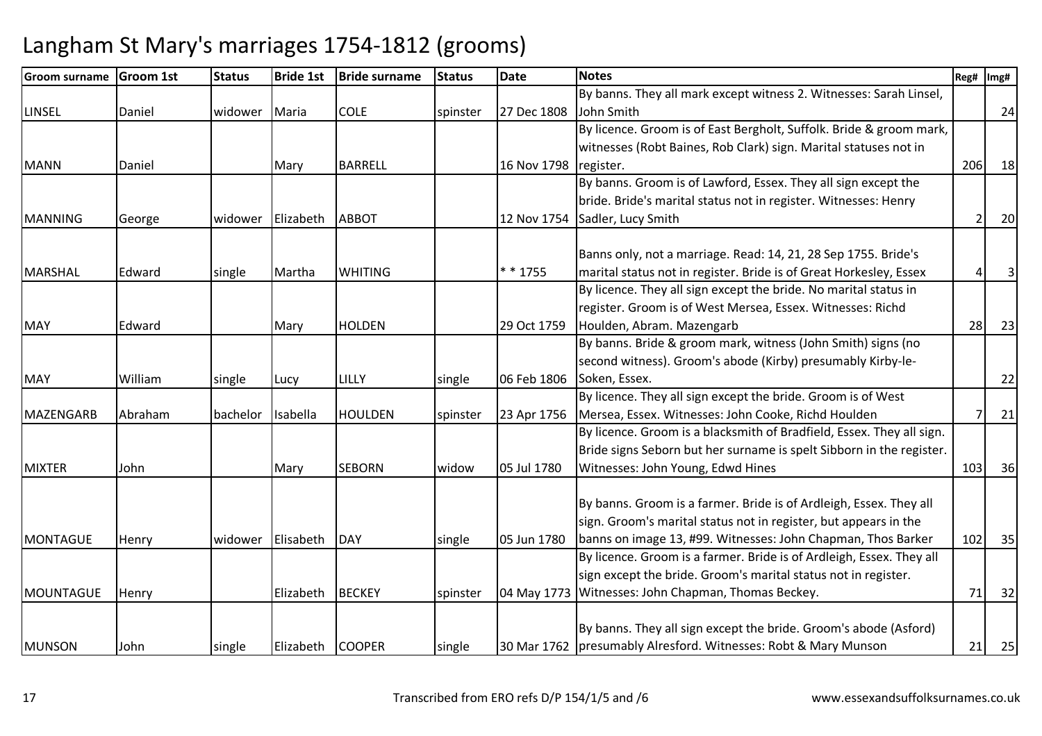# Langham St Mary's marriages 1754-1812 (grooms)

| Groom surname | Groom 1st | Status | Bride 1st | Bride surname | Status | Date | Notes | Reg# | Img# |
|---|---|---|---|---|---|---|---|---|---|
| LINSEL | Daniel | widower | Maria | COLE | spinster | 27 Dec 1808 | By banns. They all mark except witness 2. Witnesses: Sarah Linsel, John Smith | | 24 |
| MANN | Daniel | | Mary | BARRELL | | 16 Nov 1798 | By licence. Groom is of East Bergholt, Suffolk. Bride & groom mark, witnesses (Robt Baines, Rob Clark) sign. Marital statuses not in register. | 206 | 18 |
| MANNING | George | widower | Elizabeth | ABBOT | | 12 Nov 1754 | By banns. Groom is of Lawford, Essex. They all sign except the bride. Bride's marital status not in register. Witnesses: Henry Sadler, Lucy Smith | 2 | 20 |
| MARSHAL | Edward | single | Martha | WHITING | | * * 1755 | Banns only, not a marriage. Read: 14, 21, 28 Sep 1755. Bride's marital status not in register. Bride is of Great Horkesley, Essex | 4 | 3 |
| MAY | Edward | | Mary | HOLDEN | | 29 Oct 1759 | By licence. They all sign except the bride. No marital status in register. Groom is of West Mersea, Essex. Witnesses: Richd Houlden, Abram. Mazengarb | 28 | 23 |
| MAY | William | single | Lucy | LILLY | single | 06 Feb 1806 | By banns. Bride & groom mark, witness (John Smith) signs (no second witness). Groom's abode (Kirby) presumably Kirby-le-Soken, Essex. | | 22 |
| MAZENGARB | Abraham | bachelor | Isabella | HOULDEN | spinster | 23 Apr 1756 | By licence. They all sign except the bride. Groom is of West Mersea, Essex. Witnesses: John Cooke, Richd Houlden | 7 | 21 |
| MIXTER | John | | Mary | SEBORN | widow | 05 Jul 1780 | By licence. Groom is a blacksmith of Bradfield, Essex. They all sign. Bride signs Seborn but her surname is spelt Sibborn in the register. Witnesses: John Young, Edwd Hines | 103 | 36 |
| MONTAGUE | Henry | widower | Elisabeth | DAY | single | 05 Jun 1780 | By banns. Groom is a farmer. Bride is of Ardleigh, Essex. They all sign. Groom's marital status not in register, but appears in the banns on image 13, #99. Witnesses: John Chapman, Thos Barker | 102 | 35 |
| MOUNTAGUE | Henry | | Elizabeth | BECKEY | spinster | 04 May 1773 | By licence. Groom is a farmer. Bride is of Ardleigh, Essex. They all sign except the bride. Groom's marital status not in register. Witnesses: John Chapman, Thomas Beckey. | 71 | 32 |
| MUNSON | John | single | Elizabeth | COOPER | single | 30 Mar 1762 | By banns. They all sign except the bride. Groom's abode (Asford) presumably Alresford. Witnesses: Robt & Mary Munson | 21 | 25 |

Transcribed from ERO refs D/P 154/1/5 and /6 www.essexandsuffolksurnames.co.uk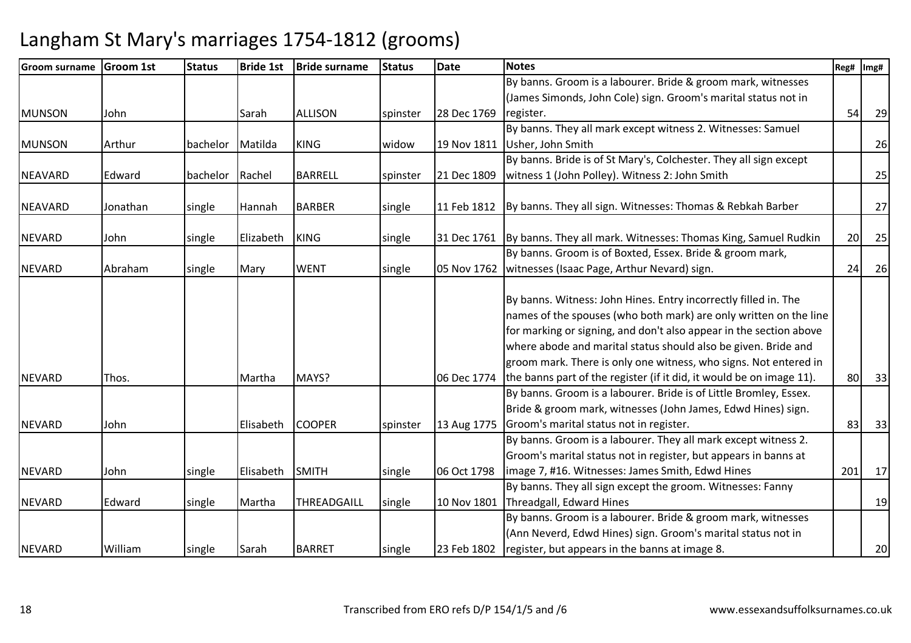# Langham St Mary's marriages 1754-1812 (grooms)

| Groom surname | Groom 1st | Status | Bride 1st | Bride surname | Status | Date | Notes | Reg# | Img# |
|---|---|---|---|---|---|---|---|---|---|
| MUNSON | John | | Sarah | ALLISON | spinster | 28 Dec 1769 | By banns. Groom is a labourer. Bride & groom mark, witnesses (James Simonds, John Cole) sign. Groom's marital status not in register. | 54 | 29 |
| MUNSON | Arthur | bachelor | Matilda | KING | widow | 19 Nov 1811 | By banns. They all mark except witness 2. Witnesses: Samuel Usher, John Smith | | 26 |
| NEAVARD | Edward | bachelor | Rachel | BARRELL | spinster | 21 Dec 1809 | By banns. Bride is of St Mary's, Colchester. They all sign except witness 1 (John Polley). Witness 2: John Smith | | 25 |
| NEAVARD | Jonathan | single | Hannah | BARBER | single | 11 Feb 1812 | By banns. They all sign. Witnesses: Thomas & Rebkah Barber | | 27 |
| NEVARD | John | single | Elizabeth | KING | single | 31 Dec 1761 | By banns. They all mark. Witnesses: Thomas King, Samuel Rudkin | 20 | 25 |
| NEVARD | Abraham | single | Mary | WENT | single | 05 Nov 1762 | By banns. Groom is of Boxted, Essex. Bride & groom mark, witnesses (Isaac Page, Arthur Nevard) sign. | 24 | 26 |
| NEVARD | Thos. | | Martha | MAYS? | | 06 Dec 1774 | By banns. Witness: John Hines. Entry incorrectly filled in. The names of the spouses (who both mark) are only written on the line for marking or signing, and don't also appear in the section above where abode and marital status should also be given. Bride and groom mark. There is only one witness, who signs. Not entered in the banns part of the register (if it did, it would be on image 11). | 80 | 33 |
| NEVARD | John | | Elisabeth | COOPER | spinster | 13 Aug 1775 | By banns. Groom is a labourer. Bride is of Little Bromley, Essex. Bride & groom mark, witnesses (John James, Edwd Hines) sign. Groom's marital status not in register. | 83 | 33 |
| NEVARD | John | single | Elisabeth | SMITH | single | 06 Oct 1798 | By banns. Groom is a labourer. They all mark except witness 2. Groom's marital status not in register, but appears in banns at image 7, #16. Witnesses: James Smith, Edwd Hines | 201 | 17 |
| NEVARD | Edward | single | Martha | THREADGAILL | single | 10 Nov 1801 | By banns. They all sign except the groom. Witnesses: Fanny Threadgall, Edward Hines | | 19 |
| NEVARD | William | single | Sarah | BARRET | single | 23 Feb 1802 | By banns. Groom is a labourer. Bride & groom mark, witnesses (Ann Neverd, Edwd Hines) sign. Groom's marital status not in register, but appears in the banns at image 8. | | 20 |

Transcribed from ERO refs D/P 154/1/5 and /6 www.essexandsuffolksurnames.co.uk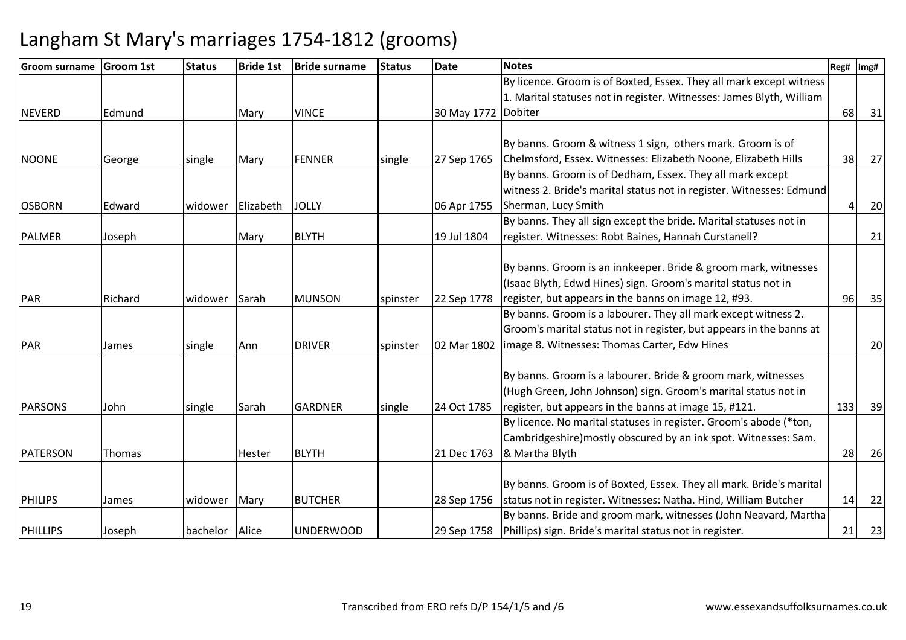# Langham St Mary's marriages 1754-1812 (grooms)

| Groom surname | Groom 1st | Status | Bride 1st | Bride surname | Status | Date | Notes | Reg# | Img# |
|---|---|---|---|---|---|---|---|---|---|
| NEVERD | Edmund | | Mary | VINCE | | 30 May 1772 | By licence. Groom is of Boxted, Essex. They all mark except witness 1. Marital statuses not in register. Witnesses: James Blyth, William Dobiter | 68 | 31 |
| NOONE | George | single | Mary | FENNER | single | 27 Sep 1765 | By banns. Groom & witness 1 sign, others mark. Groom is of Chelmsford, Essex. Witnesses: Elizabeth Noone, Elizabeth Hills | 38 | 27 |
| OSBORN | Edward | widower | Elizabeth | JOLLY | | 06 Apr 1755 | By banns. Groom is of Dedham, Essex. They all mark except witness 2. Bride's marital status not in register. Witnesses: Edmund Sherman, Lucy Smith | 4 | 20 |
| PALMER | Joseph | | Mary | BLYTH | | 19 Jul 1804 | By banns. They all sign except the bride. Marital statuses not in register. Witnesses: Robt Baines, Hannah Curstanell? | | 21 |
| PAR | Richard | widower | Sarah | MUNSON | spinster | 22 Sep 1778 | By banns. Groom is an innkeeper. Bride & groom mark, witnesses (Isaac Blyth, Edwd Hines) sign. Groom's marital status not in register, but appears in the banns on image 12, #93. | 96 | 35 |
| PAR | James | single | Ann | DRIVER | spinster | 02 Mar 1802 | By banns. Groom is a labourer. They all mark except witness 2. Groom's marital status not in register, but appears in the banns at image 8. Witnesses: Thomas Carter, Edw Hines | | 20 |
| PARSONS | John | single | Sarah | GARDNER | single | 24 Oct 1785 | By banns. Groom is a labourer. Bride & groom mark, witnesses (Hugh Green, John Johnson) sign. Groom's marital status not in register, but appears in the banns at image 15, #121. | 133 | 39 |
| PATERSON | Thomas | | Hester | BLYTH | | 21 Dec 1763 | By licence. No marital statuses in register. Groom's abode (*ton, Cambridgeshire)mostly obscured by an ink spot. Witnesses: Sam. & Martha Blyth | 28 | 26 |
| PHILIPS | James | widower | Mary | BUTCHER | | 28 Sep 1756 | By banns. Groom is of Boxted, Essex. They all mark. Bride's marital status not in register. Witnesses: Natha. Hind, William Butcher | 14 | 22 |
| PHILLIPS | Joseph | bachelor | Alice | UNDERWOOD | | 29 Sep 1758 | By banns. Bride and groom mark, witnesses (John Neavard, Martha Phillips) sign. Bride's marital status not in register. | 21 | 23 |

Transcribed from ERO refs D/P 154/1/5 and /6

www.essexandsuffolksurnames.co.uk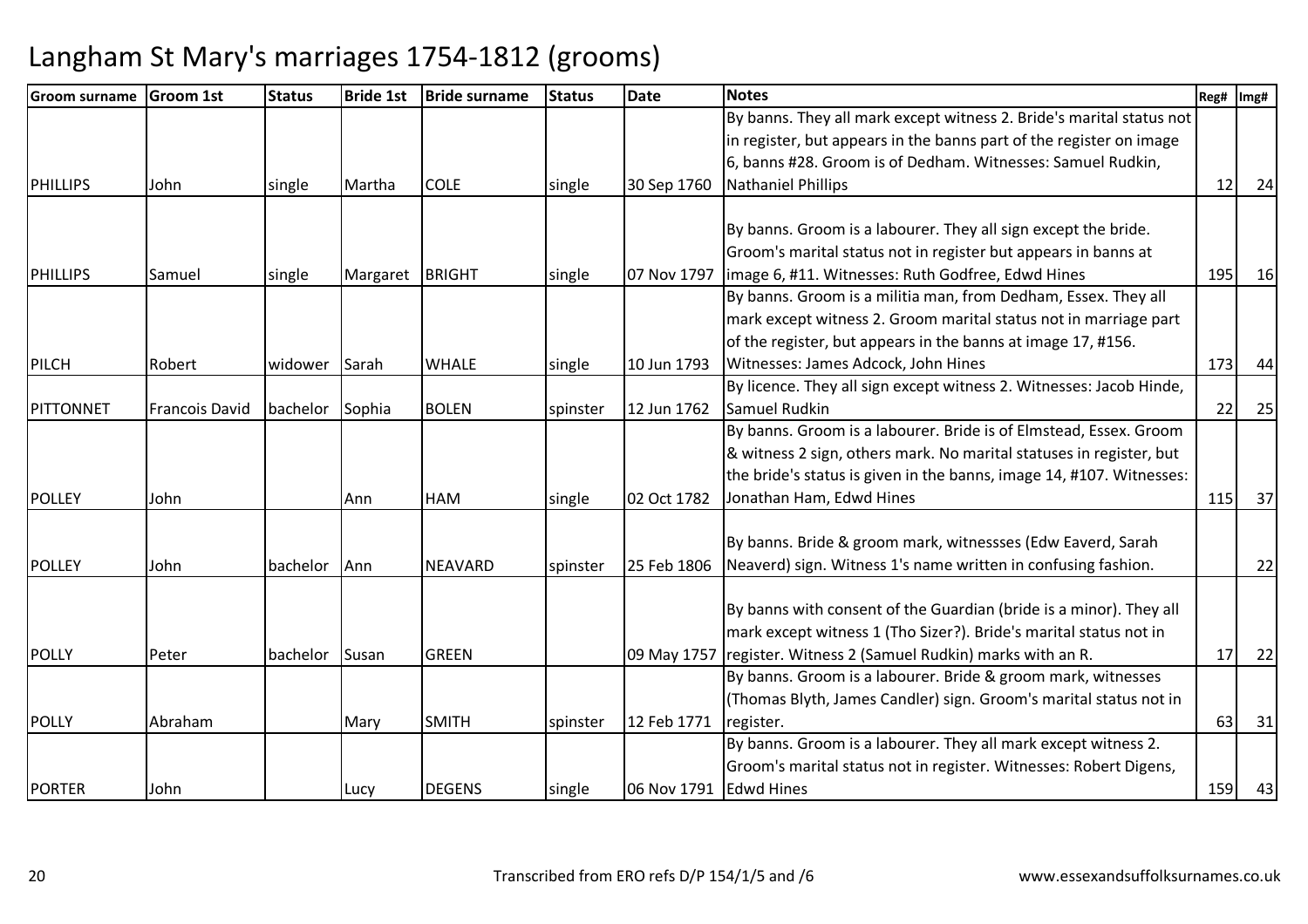# Langham St Mary's marriages 1754-1812 (grooms)

| Groom surname | Groom 1st | Status | Bride 1st | Bride surname | Status | Date | Notes | Reg# | Img# |
|---|---|---|---|---|---|---|---|---|---|
| PHILLIPS | John | single | Martha | COLE | single | 30 Sep 1760 | By banns. They all mark except witness 2. Bride's marital status not in register, but appears in the banns part of the register on image 6, banns #28. Groom is of Dedham. Witnesses: Samuel Rudkin, Nathaniel Phillips | 12 | 24 |
| PHILLIPS | Samuel | single | Margaret | BRIGHT | single | 07 Nov 1797 | By banns. Groom is a labourer. They all sign except the bride. Groom's marital status not in register but appears in banns at image 6, #11. Witnesses: Ruth Godfree, Edwd Hines | 195 | 16 |
| PILCH | Robert | widower | Sarah | WHALE | single | 10 Jun 1793 | By banns. Groom is a militia man, from Dedham, Essex. They all mark except witness 2. Groom marital status not in marriage part of the register, but appears in the banns at image 17, #156. Witnesses: James Adcock, John Hines | 173 | 44 |
| PITTONNET | Francois David | bachelor | Sophia | BOLEN | spinster | 12 Jun 1762 | By licence. They all sign except witness 2. Witnesses: Jacob Hinde, Samuel Rudkin | 22 | 25 |
| POLLEY | John | | Ann | HAM | single | 02 Oct 1782 | By banns. Groom is a labourer. Bride is of Elmstead, Essex. Groom & witness 2 sign, others mark. No marital statuses in register, but the bride's status is given in the banns, image 14, #107. Witnesses: Jonathan Ham, Edwd Hines | 115 | 37 |
| POLLEY | John | bachelor | Ann | NEAVARD | spinster | 25 Feb 1806 | By banns. Bride & groom mark, witnessses (Edw Eaverd, Sarah Neaverd) sign. Witness 1's name written in confusing fashion. | | 22 |
| POLLY | Peter | bachelor | Susan | GREEN | | 09 May 1757 | By banns with consent of the Guardian (bride is a minor). They all mark except witness 1 (Tho Sizer?). Bride's marital status not in register. Witness 2 (Samuel Rudkin) marks with an R. | 17 | 22 |
| POLLY | Abraham | | Mary | SMITH | spinster | 12 Feb 1771 | By banns. Groom is a labourer. Bride & groom mark, witnesses (Thomas Blyth, James Candler) sign. Groom's marital status not in register. | 63 | 31 |
| PORTER | John | | Lucy | DEGENS | single | 06 Nov 1791 | By banns. Groom is a labourer. They all mark except witness 2. Groom's marital status not in register. Witnesses: Robert Digens, Edwd Hines | 159 | 43 |

Transcribed from ERO refs D/P 154/1/5 and /6

www.essexandsuffolksurnames.co.uk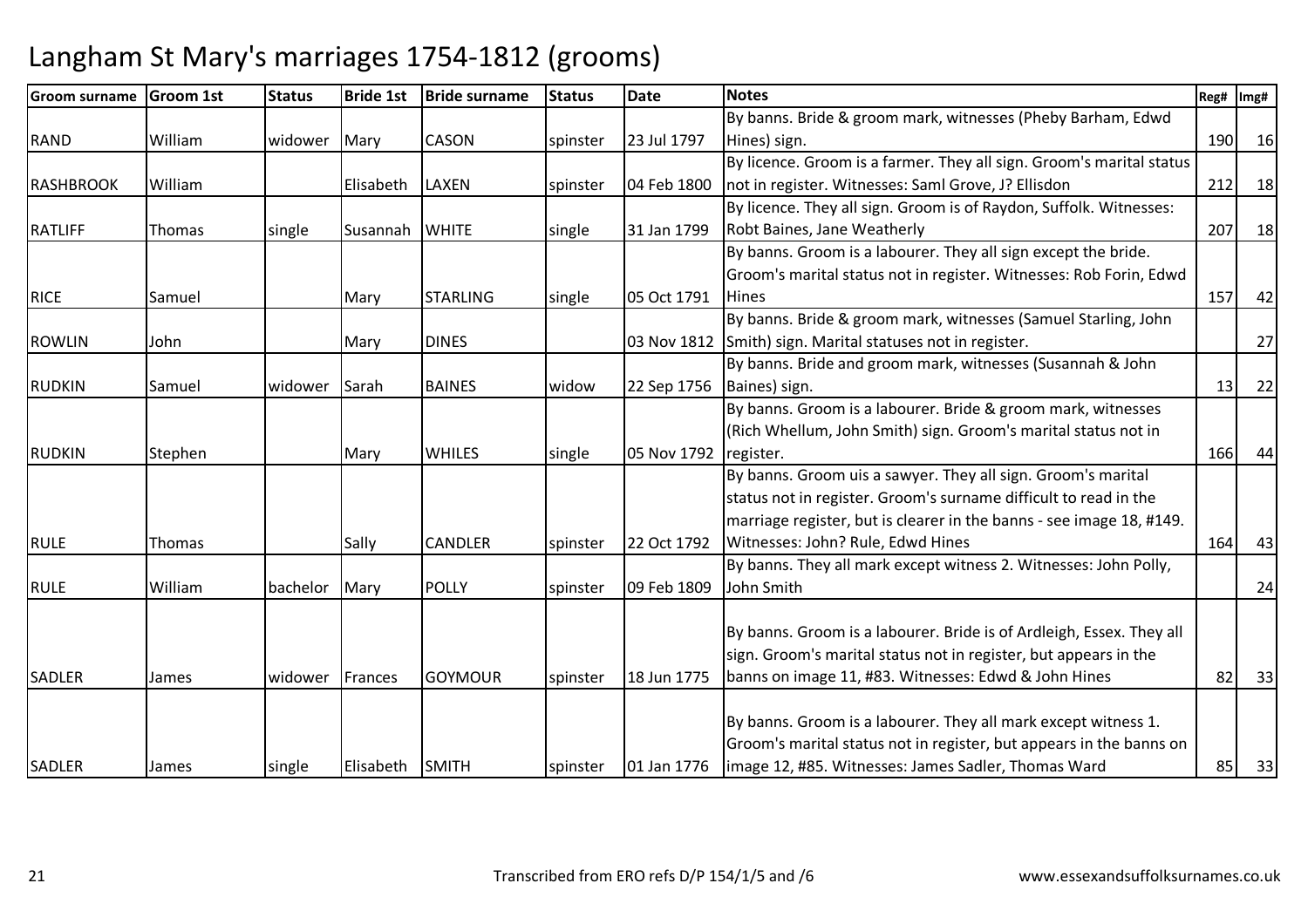# Langham St Mary's marriages 1754-1812 (grooms)

| Groom surname | Groom 1st | Status | Bride 1st | Bride surname | Status | Date | Notes | Reg# | Img# |
|---|---|---|---|---|---|---|---|---|---|
| RAND | William | widower | Mary | CASON | spinster | 23 Jul 1797 | By banns. Bride & groom mark, witnesses (Pheby Barham, Edwd Hines) sign. | 190 | 16 |
| RASHBROOK | William | | Elisabeth | LAXEN | spinster | 04 Feb 1800 | By licence. Groom is a farmer. They all sign. Groom's marital status not in register. Witnesses: Saml Grove, J? Ellisdon | 212 | 18 |
| RATLIFF | Thomas | single | Susannah | WHITE | single | 31 Jan 1799 | By licence. They all sign. Groom is of Raydon, Suffolk. Witnesses: Robt Baines, Jane Weatherly | 207 | 18 |
| RICE | Samuel | | Mary | STARLING | single | 05 Oct 1791 | By banns. Groom is a labourer. They all sign except the bride. Groom's marital status not in register. Witnesses: Rob Forin, Edwd Hines | 157 | 42 |
| ROWLIN | John | | Mary | DINES | | 03 Nov 1812 | By banns. Bride & groom mark, witnesses (Samuel Starling, John Smith) sign. Marital statuses not in register. | | 27 |
| RUDKIN | Samuel | widower | Sarah | BAINES | widow | 22 Sep 1756 | By banns. Bride and groom mark, witnesses (Susannah & John Baines) sign. | 13 | 22 |
| RUDKIN | Stephen | | Mary | WHILES | single | 05 Nov 1792 | By banns. Groom is a labourer. Bride & groom mark, witnesses (Rich Whellum, John Smith) sign. Groom's marital status not in register. | 166 | 44 |
| RULE | Thomas | | Sally | CANDLER | spinster | 22 Oct 1792 | By banns. Groom uis a sawyer. They all sign. Groom's marital status not in register. Groom's surname difficult to read in the marriage register, but is clearer in the banns - see image 18, #149. Witnesses: John? Rule, Edwd Hines | 164 | 43 |
| RULE | William | bachelor | Mary | POLLY | spinster | 09 Feb 1809 | By banns. They all mark except witness 2. Witnesses: John Polly, John Smith | | 24 |
| SADLER | James | widower | Frances | GOYMOUR | spinster | 18 Jun 1775 | By banns. Groom is a labourer. Bride is of Ardleigh, Essex. They all sign. Groom's marital status not in register, but appears in the banns on image 11, #83. Witnesses: Edwd & John Hines | 82 | 33 |
| SADLER | James | single | Elisabeth | SMITH | spinster | 01 Jan 1776 | By banns. Groom is a labourer. They all mark except witness 1. Groom's marital status not in register, but appears in the banns on image 12, #85. Witnesses: James Sadler, Thomas Ward | 85 | 33 |

Transcribed from ERO refs D/P 154/1/5 and /6 www.essexandsuffolksurnames.co.uk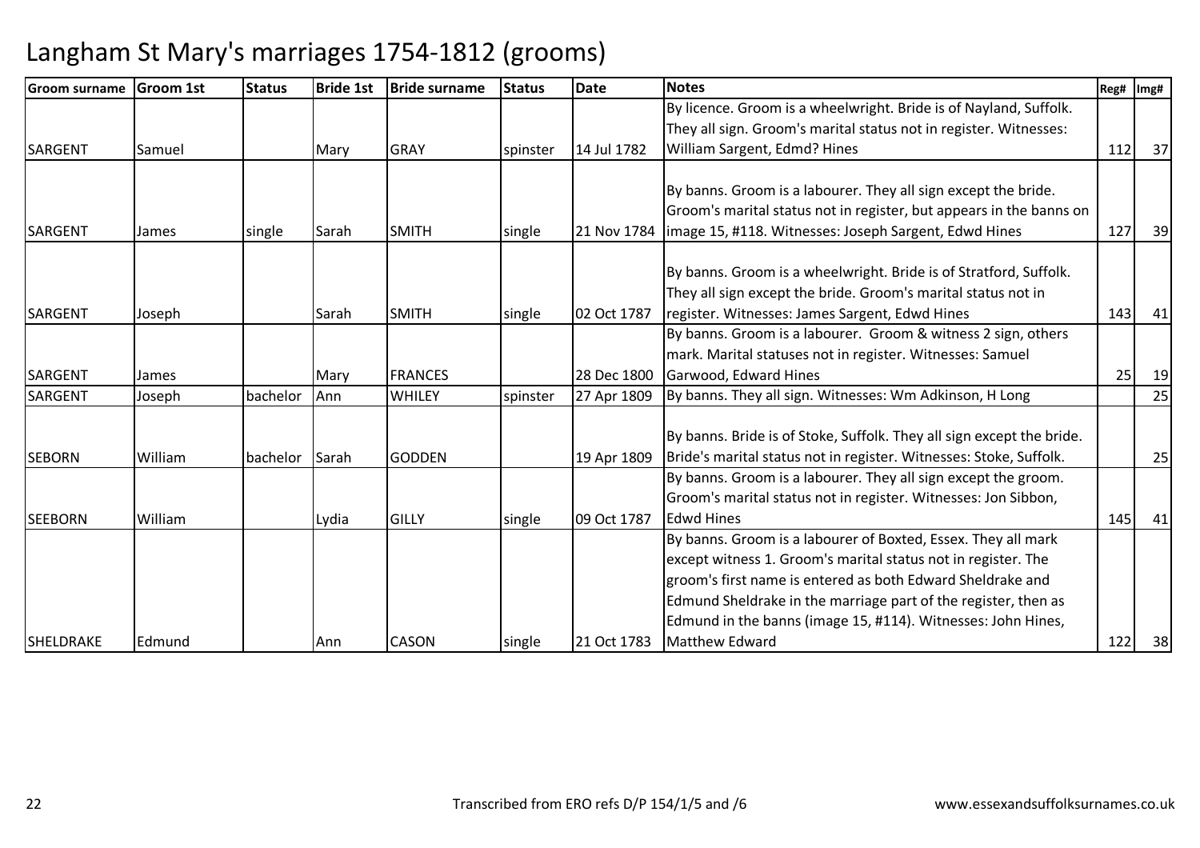# Langham St Mary's marriages 1754-1812 (grooms)

| Groom surname | Groom 1st | Status | Bride 1st | Bride surname | Status | Date | Notes | Reg# | Img# |
|---|---|---|---|---|---|---|---|---|---|
| SARGENT | Samuel | | Mary | GRAY | spinster | 14 Jul 1782 | By licence. Groom is a wheelwright. Bride is of Nayland, Suffolk. They all sign. Groom's marital status not in register. Witnesses: William Sargent, Edmd? Hines | 112 | 37 |
| SARGENT | James | single | Sarah | SMITH | single | 21 Nov 1784 | By banns. Groom is a labourer. They all sign except the bride. Groom's marital status not in register, but appears in the banns on image 15, #118. Witnesses: Joseph Sargent, Edwd Hines | 127 | 39 |
| SARGENT | Joseph | | Sarah | SMITH | single | 02 Oct 1787 | By banns. Groom is a wheelwright. Bride is of Stratford, Suffolk. They all sign except the bride. Groom's marital status not in register. Witnesses: James Sargent, Edwd Hines | 143 | 41 |
| SARGENT | James | | Mary | FRANCES | | 28 Dec 1800 | By banns. Groom is a labourer. Groom & witness 2 sign, others mark. Marital statuses not in register. Witnesses: Samuel Garwood, Edward Hines | 25 | 19 |
| SARGENT | Joseph | bachelor | Ann | WHILEY | spinster | 27 Apr 1809 | By banns. They all sign. Witnesses: Wm Adkinson, H Long | | 25 |
| SEBORN | William | bachelor | Sarah | GODDEN | | 19 Apr 1809 | By banns. Bride is of Stoke, Suffolk. They all sign except the bride. Bride's marital status not in register. Witnesses: Stoke, Suffolk. | | 25 |
| SEEBORN | William | | Lydia | GILLY | single | 09 Oct 1787 | By banns. Groom is a labourer. They all sign except the groom. Groom's marital status not in register. Witnesses: Jon Sibbon, Edwd Hines | 145 | 41 |
| SHELDRAKE | Edmund | | Ann | CASON | single | 21 Oct 1783 | By banns. Groom is a labourer of Boxted, Essex. They all mark except witness 1. Groom's marital status not in register. The groom's first name is entered as both Edward Sheldrake and Edmund Sheldrake in the marriage part of the register, then as Edmund in the banns (image 15, #114). Witnesses: John Hines, Matthew Edward | 122 | 38 |

Transcribed from ERO refs D/P 154/1/5 and /6

www.essexandsuffolksurnames.co.uk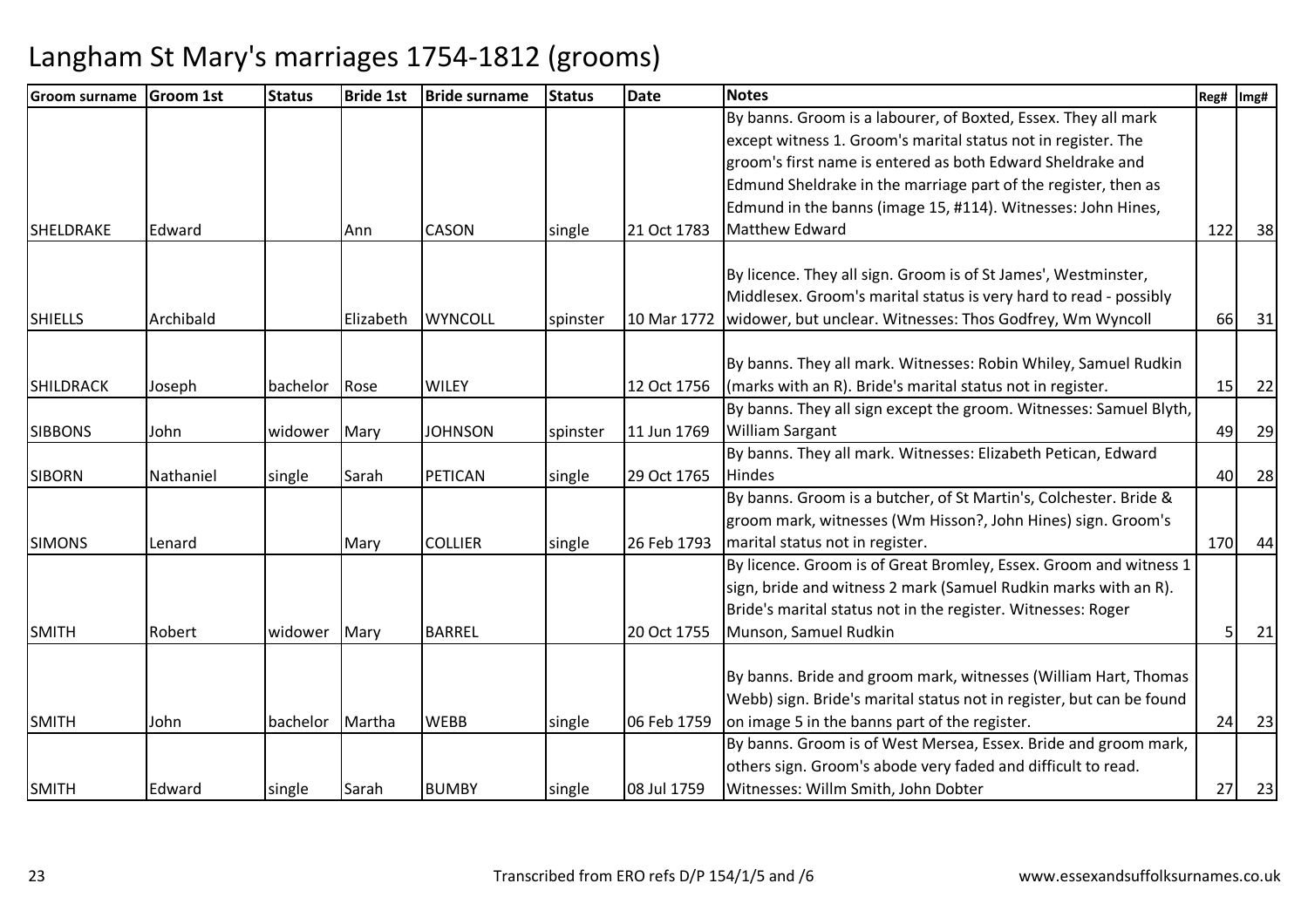# Langham St Mary's marriages 1754-1812 (grooms)

| Groom surname | Groom 1st | Status | Bride 1st | Bride surname | Status | Date | Notes | Reg# | Img# |
|---|---|---|---|---|---|---|---|---|---|
| SHELDRAKE | Edward | | Ann | CASON | single | 21 Oct 1783 | By banns. Groom is a labourer, of Boxted, Essex. They all mark except witness 1. Groom's marital status not in register. The groom's first name is entered as both Edward Sheldrake and Edmund Sheldrake in the marriage part of the register, then as Edmund in the banns (image 15, #114). Witnesses: John Hines, Matthew Edward | 122 | 38 |
| SHIELLS | Archibald | | Elizabeth | WYNCOLL | spinster | 10 Mar 1772 | By licence. They all sign. Groom is of St James', Westminster, Middlesex. Groom's marital status is very hard to read - possibly widower, but unclear. Witnesses: Thos Godfrey, Wm Wyncoll | 66 | 31 |
| SHILDRACK | Joseph | bachelor | Rose | WILEY | | 12 Oct 1756 | By banns. They all mark. Witnesses: Robin Whiley, Samuel Rudkin (marks with an R). Bride's marital status not in register. | 15 | 22 |
| SIBBONS | John | widower | Mary | JOHNSON | spinster | 11 Jun 1769 | By banns. They all sign except the groom. Witnesses: Samuel Blyth, William Sargant | 49 | 29 |
| SIBORN | Nathaniel | single | Sarah | PETICAN | single | 29 Oct 1765 | By banns. They all mark. Witnesses: Elizabeth Petican, Edward Hindes | 40 | 28 |
| SIMONS | Lenard | | Mary | COLLIER | single | 26 Feb 1793 | By banns. Groom is a butcher, of St Martin's, Colchester. Bride & groom mark, witnesses (Wm Hisson?, John Hines) sign. Groom's marital status not in register. | 170 | 44 |
| SMITH | Robert | widower | Mary | BARREL | | 20 Oct 1755 | By licence. Groom is of Great Bromley, Essex. Groom and witness 1 sign, bride and witness 2 mark (Samuel Rudkin marks with an R). Bride's marital status not in the register. Witnesses: Roger Munson, Samuel Rudkin | 5 | 21 |
| SMITH | John | bachelor | Martha | WEBB | single | 06 Feb 1759 | By banns. Bride and groom mark, witnesses (William Hart, Thomas Webb) sign. Bride's marital status not in register, but can be found on image 5 in the banns part of the register. | 24 | 23 |
| SMITH | Edward | single | Sarah | BUMBY | single | 08 Jul 1759 | By banns. Groom is of West Mersea, Essex. Bride and groom mark, others sign. Groom's abode very faded and difficult to read. Witnesses: Willm Smith, John Dobter | 27 | 23 |

Transcribed from ERO refs D/P 154/1/5 and /6

www.essexandsuffolksurnames.co.uk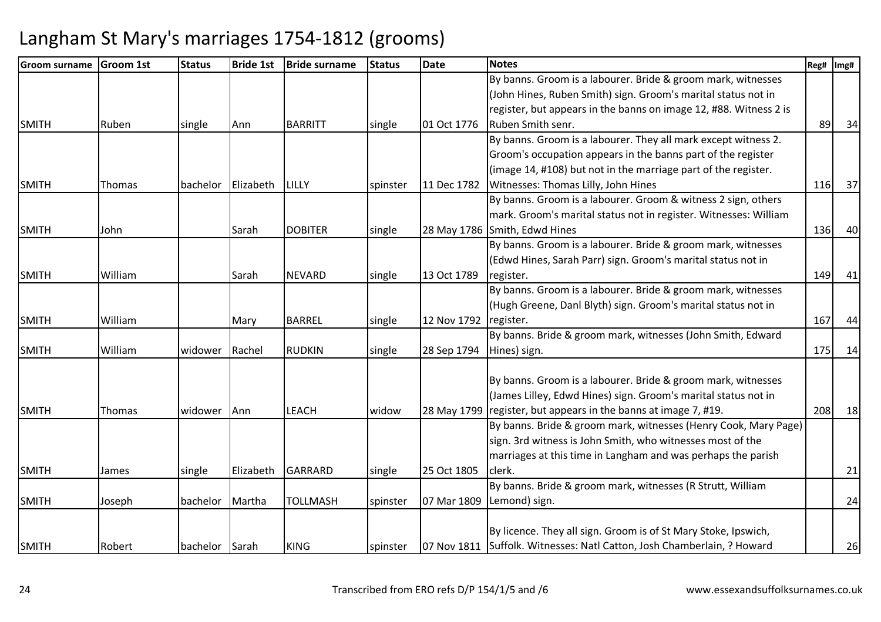# Langham St Mary's marriages 1754-1812 (grooms)

| Groom surname | Groom 1st | Status | Bride 1st | Bride surname | Status | Date | Notes | Reg# | Img# |
|---|---|---|---|---|---|---|---|---|---|
| SMITH | Ruben | single | Ann | BARRITT | single | 01 Oct 1776 | By banns. Groom is a labourer. Bride & groom mark, witnesses (John Hines, Ruben Smith) sign. Groom's marital status not in register, but appears in the banns on image 12, #88. Witness 2 is Ruben Smith senr. | 89 | 34 |
| SMITH | Thomas | bachelor | Elizabeth | LILLY | spinster | 11 Dec 1782 | By banns. Groom is a labourer. They all mark except witness 2. Groom's occupation appears in the banns part of the register (image 14, #108) but not in the marriage part of the register. Witnesses: Thomas Lilly, John Hines | 116 | 37 |
| SMITH | John | | Sarah | DOBITER | single | 28 May 1786 | By banns. Groom is a labourer. Groom & witness 2 sign, others mark. Groom's marital status not in register. Witnesses: William Smith, Edwd Hines | 136 | 40 |
| SMITH | William | | Sarah | NEVARD | single | 13 Oct 1789 | By banns. Groom is a labourer. Bride & groom mark, witnesses (Edwd Hines, Sarah Parr) sign. Groom's marital status not in register. | 149 | 41 |
| SMITH | William | | Mary | BARREL | single | 12 Nov 1792 | By banns. Groom is a labourer. Bride & groom mark, witnesses (Hugh Greene, Danl Blyth) sign. Groom's marital status not in register. | 167 | 44 |
| SMITH | William | widower | Rachel | RUDKIN | single | 28 Sep 1794 | By banns. Bride & groom mark, witnesses (John Smith, Edward Hines) sign. | 175 | 14 |
| SMITH | Thomas | widower | Ann | LEACH | widow | 28 May 1799 | By banns. Groom is a labourer. Bride & groom mark, witnesses (James Lilley, Edwd Hines) sign. Groom's marital status not in register, but appears in the banns at image 7, #19. | 208 | 18 |
| SMITH | James | single | Elizabeth | GARRARD | single | 25 Oct 1805 | By banns. Bride & groom mark, witnesses (Henry Cook, Mary Page) sign. 3rd witness is John Smith, who witnesses most of the marriages at this time in Langham and was perhaps the parish clerk. | | 21 |
| SMITH | Joseph | bachelor | Martha | TOLLMASH | spinster | 07 Mar 1809 | By banns. Bride & groom mark, witnesses (R Strutt, William Lemond) sign. | | 24 |
| SMITH | Robert | bachelor | Sarah | KING | spinster | 07 Nov 1811 | By licence. They all sign. Groom is of St Mary Stoke, Ipswich, Suffolk. Witnesses: Natl Catton, Josh Chamberlain, ? Howard | | 26 |

Transcribed from ERO refs D/P 154/1/5 and /6

www.essexandsuffolksurnames.co.uk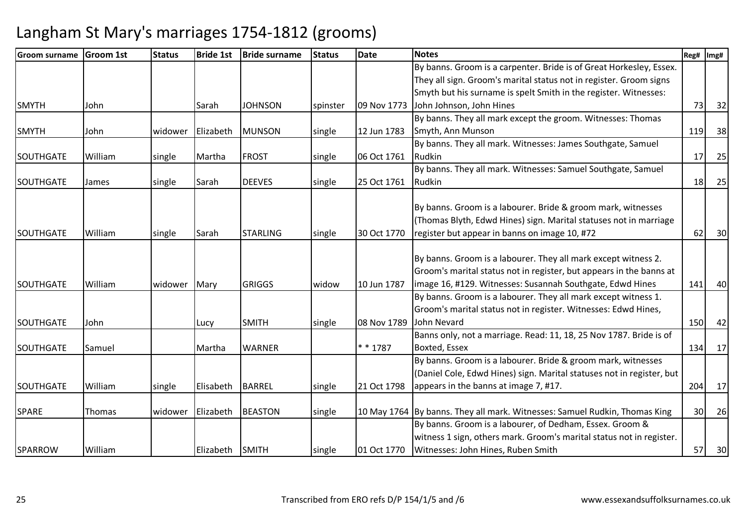# Langham St Mary's marriages 1754-1812 (grooms)

| Groom surname | Groom 1st | Status | Bride 1st | Bride surname | Status | Date | Notes | Reg# | Img# |
|---|---|---|---|---|---|---|---|---|---|
| SMYTH | John | | Sarah | JOHNSON | spinster | 09 Nov 1773 | By banns. Groom is a carpenter. Bride is of Great Horkesley, Essex. They all sign. Groom's marital status not in register. Groom signs Smyth but his surname is spelt Smith in the register. Witnesses: John Johnson, John Hines | 73 | 32 |
| SMYTH | John | widower | Elizabeth | MUNSON | single | 12 Jun 1783 | By banns. They all mark except the groom. Witnesses: Thomas Smyth, Ann Munson | 119 | 38 |
| SOUTHGATE | William | single | Martha | FROST | single | 06 Oct 1761 | By banns. They all mark. Witnesses: James Southgate, Samuel Rudkin | 17 | 25 |
| SOUTHGATE | James | single | Sarah | DEEVES | single | 25 Oct 1761 | By banns. They all mark. Witnesses: Samuel Southgate, Samuel Rudkin | 18 | 25 |
| SOUTHGATE | William | single | Sarah | STARLING | single | 30 Oct 1770 | By banns. Groom is a labourer. Bride & groom mark, witnesses (Thomas Blyth, Edwd Hines) sign. Marital statuses not in marriage register but appear in banns on image 10, #72 | 62 | 30 |
| SOUTHGATE | William | widower | Mary | GRIGGS | widow | 10 Jun 1787 | By banns. Groom is a labourer. They all mark except witness 2. Groom's marital status not in register, but appears in the banns at image 16, #129. Witnesses: Susannah Southgate, Edwd Hines | 141 | 40 |
| SOUTHGATE | John | | Lucy | SMITH | single | 08 Nov 1789 | By banns. Groom is a labourer. They all mark except witness 1. Groom's marital status not in register. Witnesses: Edwd Hines, John Nevard | 150 | 42 |
| SOUTHGATE | Samuel | | Martha | WARNER | | * * 1787 | Banns only, not a marriage. Read: 11, 18, 25 Nov 1787. Bride is of Boxted, Essex | 134 | 17 |
| SOUTHGATE | William | single | Elisabeth | BARREL | single | 21 Oct 1798 | By banns. Groom is a labourer. Bride & groom mark, witnesses (Daniel Cole, Edwd Hines) sign. Marital statuses not in register, but appears in the banns at image 7, #17. | 204 | 17 |
| SPARE | Thomas | widower | Elizabeth | BEASTON | single | 10 May 1764 | By banns. They all mark. Witnesses: Samuel Rudkin, Thomas King | 30 | 26 |
| SPARROW | William | | Elizabeth | SMITH | single | 01 Oct 1770 | By banns. Groom is a labourer, of Dedham, Essex. Groom & witness 1 sign, others mark. Groom's marital status not in register. Witnesses: John Hines, Ruben Smith | 57 | 30 |

Transcribed from ERO refs D/P 154/1/5 and /6

www.essexandsuffolksurnames.co.uk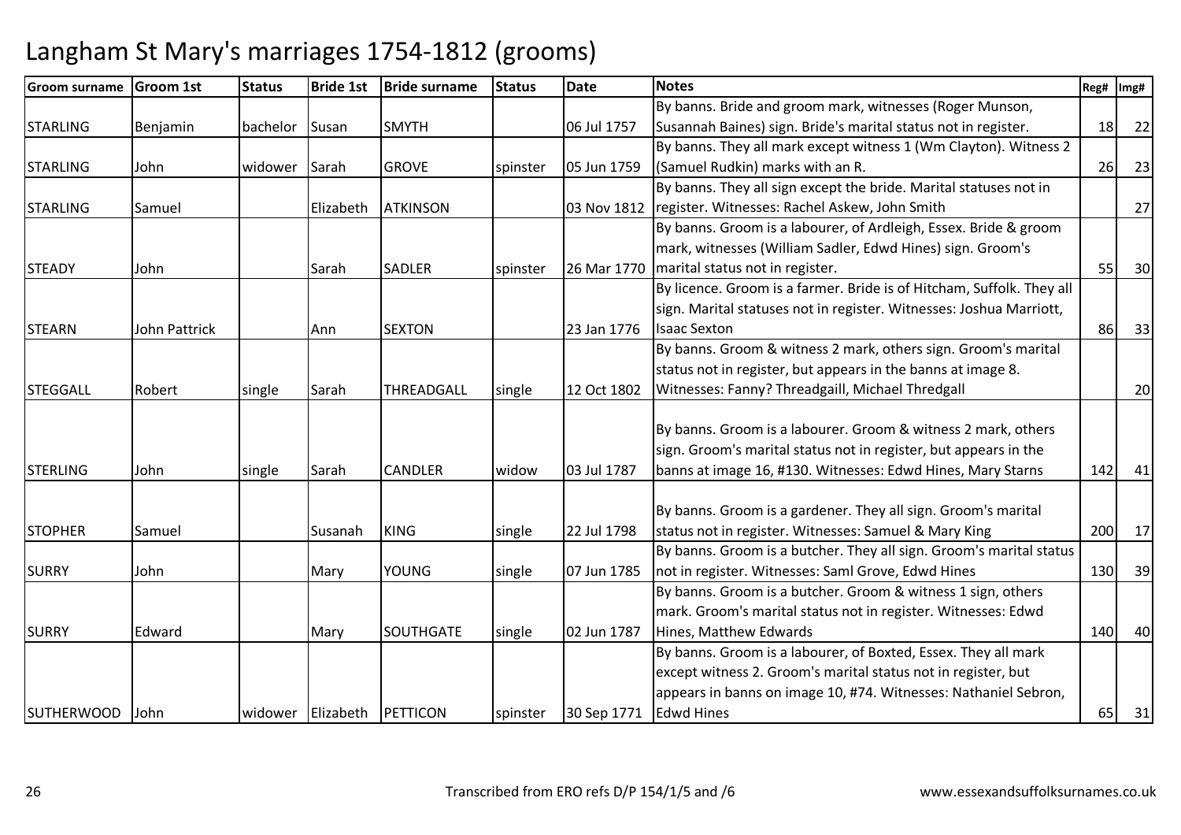# Langham St Mary's marriages 1754-1812 (grooms)

| Groom surname | Groom 1st | Status | Bride 1st | Bride surname | Status | Date | Notes | Reg# | Img# |
|---|---|---|---|---|---|---|---|---|---|
| STARLING | Benjamin | bachelor | Susan | SMYTH | | 06 Jul 1757 | By banns. Bride and groom mark, witnesses (Roger Munson, Susannah Baines) sign. Bride's marital status not in register. | 18 | 22 |
| STARLING | John | widower | Sarah | GROVE | spinster | 05 Jun 1759 | By banns. They all mark except witness 1 (Wm Clayton). Witness 2 (Samuel Rudkin) marks with an R. | 26 | 23 |
| STARLING | Samuel | | Elizabeth | ATKINSON | | 03 Nov 1812 | By banns. They all sign except the bride. Marital statuses not in register. Witnesses: Rachel Askew, John Smith | | 27 |
| STEADY | John | | Sarah | SADLER | spinster | 26 Mar 1770 | By banns. Groom is a labourer, of Ardleigh, Essex. Bride & groom mark, witnesses (William Sadler, Edwd Hines) sign. Groom's marital status not in register. | 55 | 30 |
| STEARN | John Pattrick | | Ann | SEXTON | | 23 Jan 1776 | By licence. Groom is a farmer. Bride is of Hitcham, Suffolk. They all sign. Marital statuses not in register. Witnesses: Joshua Marriott, Isaac Sexton | 86 | 33 |
| STEGGALL | Robert | single | Sarah | THREADGALL | single | 12 Oct 1802 | By banns. Groom & witness 2 mark, others sign. Groom's marital status not in register, but appears in the banns at image 8. Witnesses: Fanny? Threadgaill, Michael Thredgall | | 20 |
| STERLING | John | single | Sarah | CANDLER | widow | 03 Jul 1787 | By banns. Groom is a labourer. Groom & witness 2 mark, others sign. Groom's marital status not in register, but appears in the banns at image 16, #130. Witnesses: Edwd Hines, Mary Starns | 142 | 41 |
| STOPHER | Samuel | | Susanah | KING | single | 22 Jul 1798 | By banns. Groom is a gardener. They all sign. Groom's marital status not in register. Witnesses: Samuel & Mary King | 200 | 17 |
| SURRY | John | | Mary | YOUNG | single | 07 Jun 1785 | By banns. Groom is a butcher. They all sign. Groom's marital status not in register. Witnesses: Saml Grove, Edwd Hines | 130 | 39 |
| SURRY | Edward | | Mary | SOUTHGATE | single | 02 Jun 1787 | By banns. Groom is a butcher. Groom & witness 1 sign, others mark. Groom's marital status not in register. Witnesses: Edwd Hines, Matthew Edwards | 140 | 40 |
| SUTHERWOOD | John | widower | Elizabeth | PETTICON | spinster | 30 Sep 1771 | By banns. Groom is a labourer, of Boxted, Essex. They all mark except witness 2. Groom's marital status not in register, but appears in banns on image 10, #74. Witnesses: Nathaniel Sebron, Edwd Hines | 65 | 31 |

Transcribed from ERO refs D/P 154/1/5 and /6

www.essexandsuffolksurnames.co.uk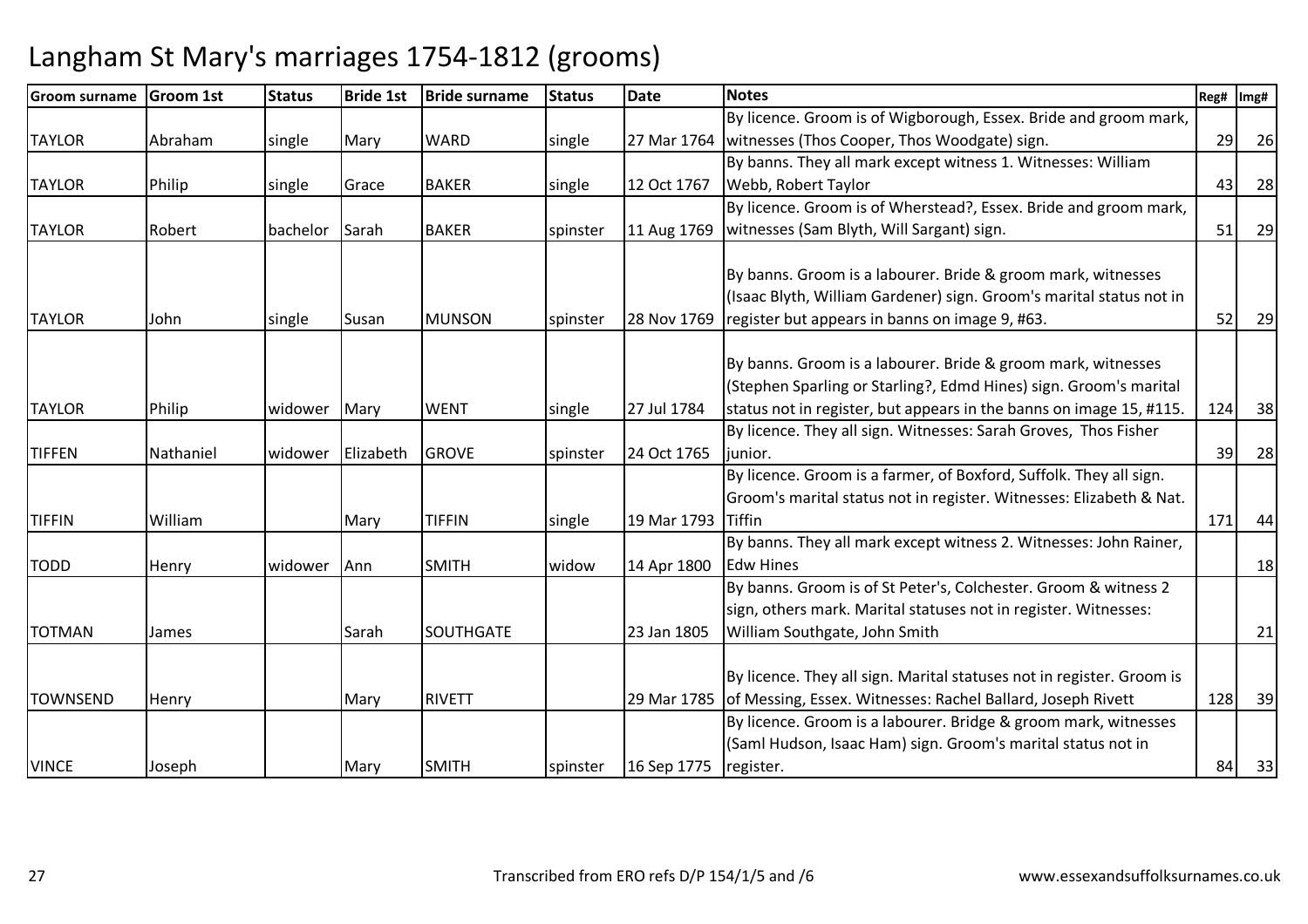# Langham St Mary's marriages 1754-1812 (grooms)

| Groom surname | Groom 1st | Status | Bride 1st | Bride surname | Status | Date | Notes | Reg# | Img# |
|---|---|---|---|---|---|---|---|---|---|
| TAYLOR | Abraham | single | Mary | WARD | single | 27 Mar 1764 | By licence. Groom is of Wigborough, Essex. Bride and groom mark, witnesses (Thos Cooper, Thos Woodgate) sign. | 29 | 26 |
| TAYLOR | Philip | single | Grace | BAKER | single | 12 Oct 1767 | By banns. They all mark except witness 1. Witnesses: William Webb, Robert Taylor | 43 | 28 |
| TAYLOR | Robert | bachelor | Sarah | BAKER | spinster | 11 Aug 1769 | By licence. Groom is of Wherstead?, Essex. Bride and groom mark, witnesses (Sam Blyth, Will Sargant) sign. | 51 | 29 |
| TAYLOR | John | single | Susan | MUNSON | spinster | 28 Nov 1769 | By banns. Groom is a labourer. Bride & groom mark, witnesses (Isaac Blyth, William Gardener) sign. Groom's marital status not in register but appears in banns on image 9, #63. | 52 | 29 |
| TAYLOR | Philip | widower | Mary | WENT | single | 27 Jul 1784 | By banns. Groom is a labourer. Bride & groom mark, witnesses (Stephen Sparling or Starling?, Edmd Hines) sign. Groom's marital status not in register, but appears in the banns on image 15, #115. | 124 | 38 |
| TIFFEN | Nathaniel | widower | Elizabeth | GROVE | spinster | 24 Oct 1765 | By licence. They all sign. Witnesses: Sarah Groves, Thos Fisher junior. | 39 | 28 |
| TIFFIN | William | | Mary | TIFFIN | single | 19 Mar 1793 | By licence. Groom is a farmer, of Boxford, Suffolk. They all sign. Groom's marital status not in register. Witnesses: Elizabeth & Nat. Tiffin | 171 | 44 |
| TODD | Henry | widower | Ann | SMITH | widow | 14 Apr 1800 | By banns. They all mark except witness 2. Witnesses: John Rainer, Edw Hines | | 18 |
| TOTMAN | James | | Sarah | SOUTHGATE | | 23 Jan 1805 | By banns. Groom is of St Peter's, Colchester. Groom & witness 2 sign, others mark. Marital statuses not in register. Witnesses: William Southgate, John Smith | | 21 |
| TOWNSEND | Henry | | Mary | RIVETT | | 29 Mar 1785 | By licence. They all sign. Marital statuses not in register. Groom is of Messing, Essex. Witnesses: Rachel Ballard, Joseph Rivett | 128 | 39 |
| VINCE | Joseph | | Mary | SMITH | spinster | 16 Sep 1775 | By licence. Groom is a labourer. Bridge & groom mark, witnesses (Saml Hudson, Isaac Ham) sign. Groom's marital status not in register. | 84 | 33 |

Transcribed from ERO refs D/P 154/1/5 and /6 www.essexandsuffolksurnames.co.uk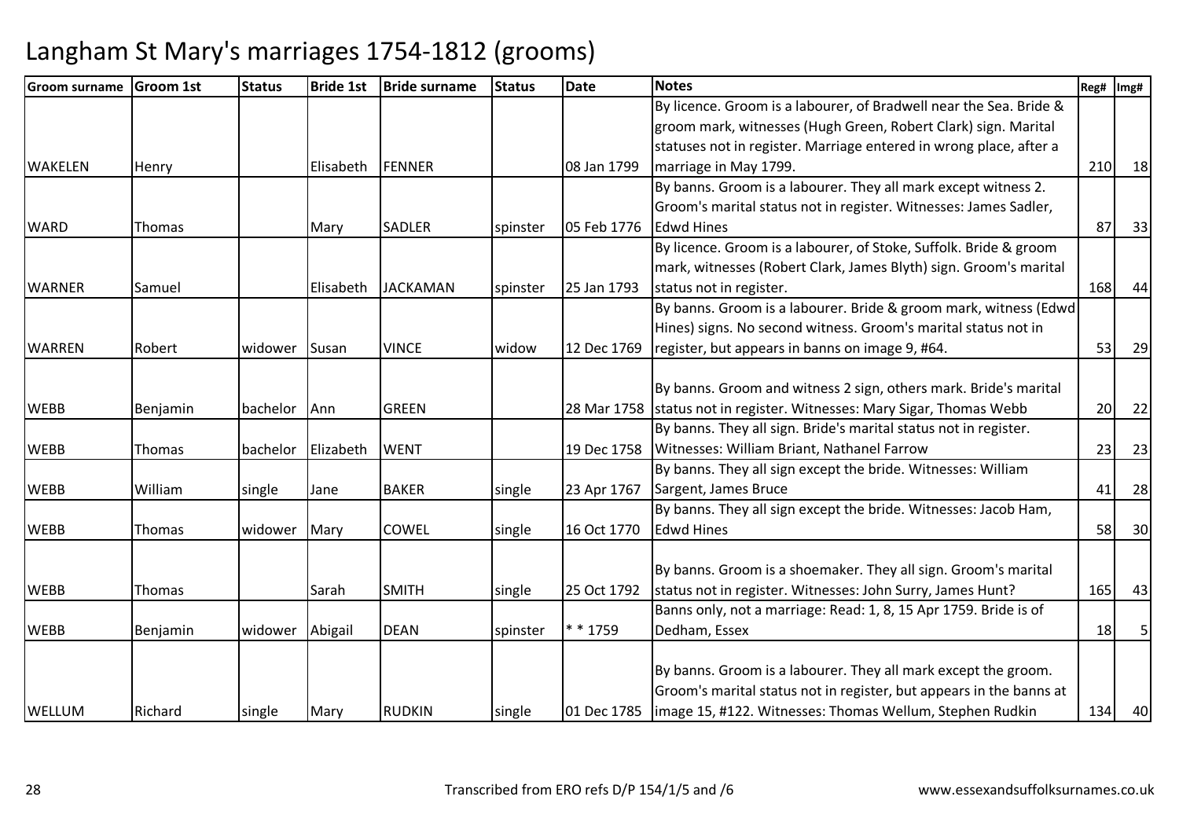# Langham St Mary's marriages 1754-1812 (grooms)

| Groom surname | Groom 1st | Status | Bride 1st | Bride surname | Status | Date | Notes | Reg# | Img# |
|---|---|---|---|---|---|---|---|---|---|
| WAKELEN | Henry | | Elisabeth | FENNER | | 08 Jan 1799 | By licence. Groom is a labourer, of Bradwell near the Sea. Bride & groom mark, witnesses (Hugh Green, Robert Clark) sign. Marital statuses not in register. Marriage entered in wrong place, after a marriage in May 1799. | 210 | 18 |
| WARD | Thomas | | Mary | SADLER | spinster | 05 Feb 1776 | By banns. Groom is a labourer. They all mark except witness 2. Groom's marital status not in register. Witnesses: James Sadler, Edwd Hines | 87 | 33 |
| WARNER | Samuel | | Elisabeth | JACKAMAN | spinster | 25 Jan 1793 | By licence. Groom is a labourer, of Stoke, Suffolk. Bride & groom mark, witnesses (Robert Clark, James Blyth) sign. Groom's marital status not in register. | 168 | 44 |
| WARREN | Robert | widower | Susan | VINCE | widow | 12 Dec 1769 | By banns. Groom is a labourer. Bride & groom mark, witness (Edwd Hines) signs. No second witness. Groom's marital status not in register, but appears in banns on image 9, #64. | 53 | 29 |
| WEBB | Benjamin | bachelor | Ann | GREEN | | 28 Mar 1758 | By banns. Groom and witness 2 sign, others mark. Bride's marital status not in register. Witnesses: Mary Sigar, Thomas Webb | 20 | 22 |
| WEBB | Thomas | bachelor | Elizabeth | WENT | | 19 Dec 1758 | By banns. They all sign. Bride's marital status not in register. Witnesses: William Briant, Nathanel Farrow | 23 | 23 |
| WEBB | William | single | Jane | BAKER | single | 23 Apr 1767 | By banns. They all sign except the bride. Witnesses: William Sargent, James Bruce | 41 | 28 |
| WEBB | Thomas | widower | Mary | COWEL | single | 16 Oct 1770 | By banns. They all sign except the bride. Witnesses: Jacob Ham, Edwd Hines | 58 | 30 |
| WEBB | Thomas | | Sarah | SMITH | single | 25 Oct 1792 | By banns. Groom is a shoemaker. They all sign. Groom's marital status not in register. Witnesses: John Surry, James Hunt? | 165 | 43 |
| WEBB | Benjamin | widower | Abigail | DEAN | spinster | * * 1759 | Banns only, not a marriage: Read: 1, 8, 15 Apr 1759. Bride is of Dedham, Essex | 18 | 5 |
| WELLUM | Richard | single | Mary | RUDKIN | single | 01 Dec 1785 | By banns. Groom is a labourer. They all mark except the groom. Groom's marital status not in register, but appears in the banns at image 15, #122. Witnesses: Thomas Wellum, Stephen Rudkin | 134 | 40 |

Transcribed from ERO refs D/P 154/1/5 and /6

www.essexandsuffolksurnames.co.uk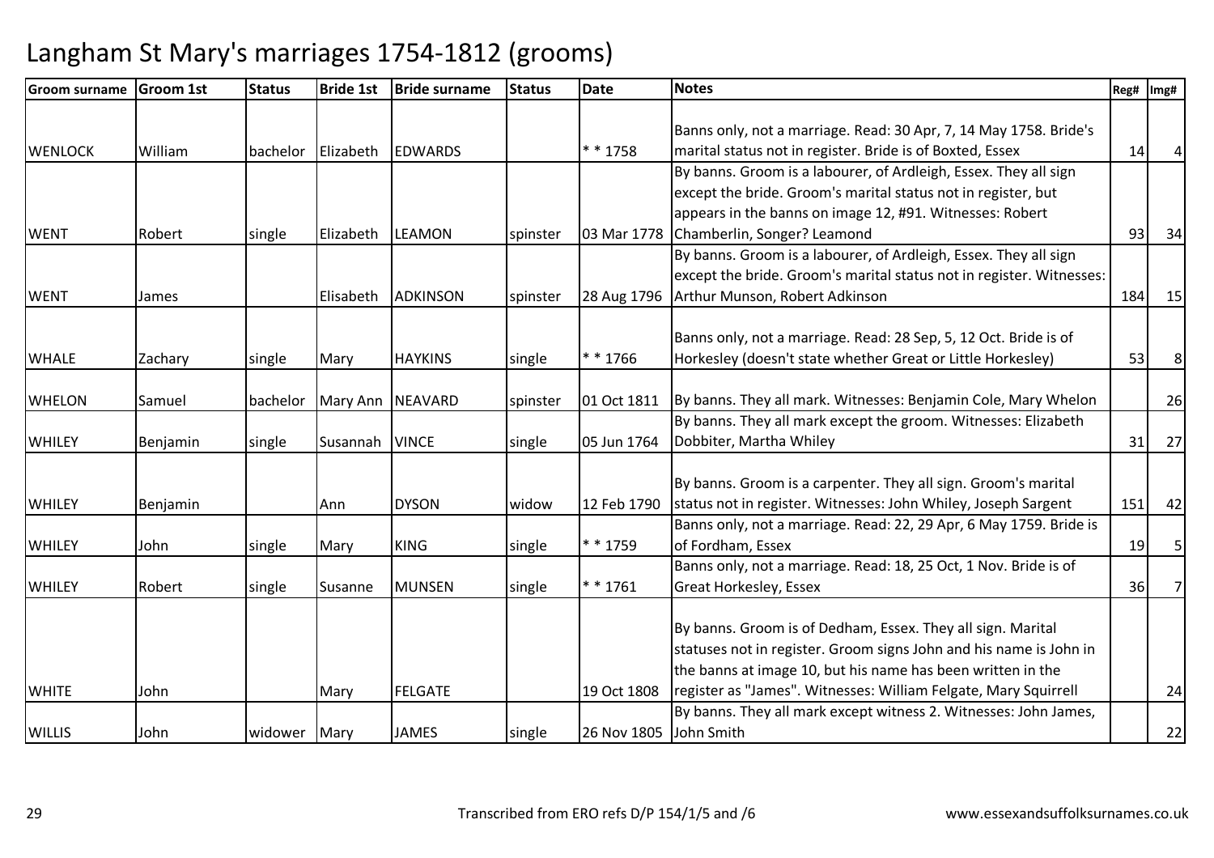# Langham St Mary's marriages 1754-1812 (grooms)

| Groom surname | Groom 1st | Status | Bride 1st | Bride surname | Status | Date | Notes | Reg# | Img# |
|---|---|---|---|---|---|---|---|---|---|
| WENLOCK | William | bachelor | Elizabeth | EDWARDS | | * * 1758 | Banns only, not a marriage. Read: 30 Apr, 7, 14 May 1758. Bride's marital status not in register. Bride is of Boxted, Essex | 14 | 4 |
| WENT | Robert | single | Elizabeth | LEAMON | spinster | 03 Mar 1778 | By banns. Groom is a labourer, of Ardleigh, Essex. They all sign except the bride. Groom's marital status not in register, but appears in the banns on image 12, #91. Witnesses: Robert Chamberlin, Songer? Leamond | 93 | 34 |
| WENT | James | | Elisabeth | ADKINSON | spinster | 28 Aug 1796 | By banns. Groom is a labourer, of Ardleigh, Essex. They all sign except the bride. Groom's marital status not in register. Witnesses: Arthur Munson, Robert Adkinson | 184 | 15 |
| WHALE | Zachary | single | Mary | HAYKINS | single | * * 1766 | Banns only, not a marriage. Read: 28 Sep, 5, 12 Oct. Bride is of Horkesley (doesn't state whether Great or Little Horkesley) | 53 | 8 |
| WHELON | Samuel | bachelor | Mary Ann | NEAVARD | spinster | 01 Oct 1811 | By banns. They all mark. Witnesses: Benjamin Cole, Mary Whelon | | 26 |
| WHILEY | Benjamin | single | Susannah | VINCE | single | 05 Jun 1764 | By banns. They all mark except the groom. Witnesses: Elizabeth Dobbiter, Martha Whiley | 31 | 27 |
| WHILEY | Benjamin | | Ann | DYSON | widow | 12 Feb 1790 | By banns. Groom is a carpenter. They all sign. Groom's marital status not in register. Witnesses: John Whiley, Joseph Sargent | 151 | 42 |
| WHILEY | John | single | Mary | KING | single | * * 1759 | Banns only, not a marriage. Read: 22, 29 Apr, 6 May 1759. Bride is of Fordham, Essex | 19 | 5 |
| WHILEY | Robert | single | Susanne | MUNSEN | single | * * 1761 | Banns only, not a marriage. Read: 18, 25 Oct, 1 Nov. Bride is of Great Horkesley, Essex | 36 | 7 |
| WHITE | John | | Mary | FELGATE | | 19 Oct 1808 | By banns. Groom is of Dedham, Essex. They all sign. Marital statuses not in register. Groom signs John and his name is John in the banns at image 10, but his name has been written in the register as "James". Witnesses: William Felgate, Mary Squirrell | | 24 |
| WILLIS | John | widower | Mary | JAMES | single | 26 Nov 1805 | By banns. They all mark except witness 2. Witnesses: John James, John Smith | | 22 |

Transcribed from ERO refs D/P 154/1/5 and /6

www.essexandsuffolksurnames.co.uk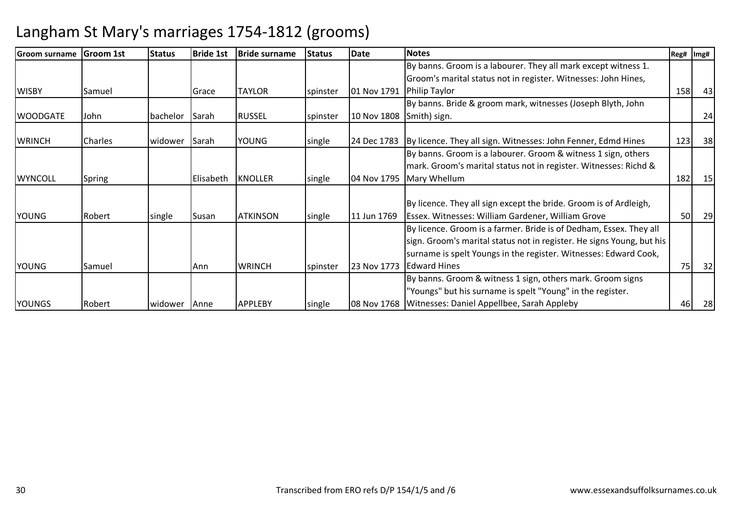# Langham St Mary's marriages 1754-1812 (grooms)

| Groom surname | Groom 1st | Status | Bride 1st | Bride surname | Status | Date | Notes | Reg# | Img# |
|---|---|---|---|---|---|---|---|---|---|
| WISBY | Samuel | | Grace | TAYLOR | spinster | 01 Nov 1791 | By banns. Groom is a labourer. They all mark except witness 1. Groom's marital status not in register. Witnesses: John Hines, Philip Taylor | 158 | 43 |
| WOODGATE | John | bachelor | Sarah | RUSSEL | spinster | 10 Nov 1808 | By banns. Bride & groom mark, witnesses (Joseph Blyth, John Smith) sign. | | 24 |
| WRINCH | Charles | widower | Sarah | YOUNG | single | 24 Dec 1783 | By licence. They all sign. Witnesses: John Fenner, Edmd Hines | 123 | 38 |
| WYNCOLL | Spring | | Elisabeth | KNOLLER | single | 04 Nov 1795 | By banns. Groom is a labourer. Groom & witness 1 sign, others mark. Groom's marital status not in register. Witnesses: Richd & Mary Whellum | 182 | 15 |
| YOUNG | Robert | single | Susan | ATKINSON | single | 11 Jun 1769 | By licence. They all sign except the bride. Groom is of Ardleigh, Essex. Witnesses: William Gardener, William Grove | 50 | 29 |
| YOUNG | Samuel | | Ann | WRINCH | spinster | 23 Nov 1773 | By licence. Groom is a farmer. Bride is of Dedham, Essex. They all sign. Groom's marital status not in register. He signs Young, but his surname is spelt Youngs in the register. Witnesses: Edward Cook, Edward Hines | 75 | 32 |
| YOUNGS | Robert | widower | Anne | APPLEBY | single | 08 Nov 1768 | By banns. Groom & witness 1 sign, others mark. Groom signs "Youngs" but his surname is spelt "Young" in the register. Witnesses: Daniel Appellbee, Sarah Appleby | 46 | 28 |

Transcribed from ERO refs D/P 154/1/5 and /6

www.essexandsuffolksurnames.co.uk